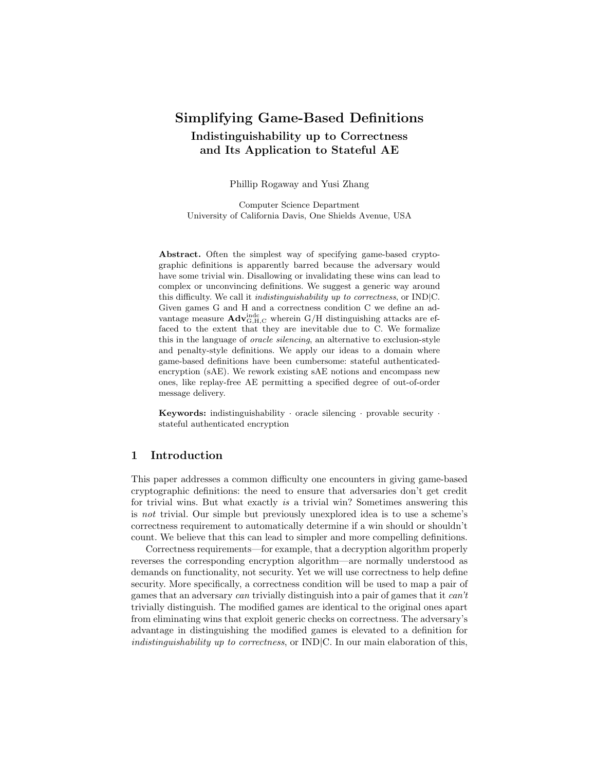# Simplifying Game-Based Definitions

## Indistinguishability up to Correctness and Its Application to Stateful AE

Phillip Rogaway and Yusi Zhang

Computer Science Department
University of California Davis, One Shields Avenue, USA

**Abstract.** Often the simplest way of specifying game-based cryptographic definitions is apparently barred because the adversary would have some trivial win. Disallowing or invalidating these wins can lead to complex or unconvincing definitions. We suggest a generic way around this difficulty. We call it *indistinguishability up to correctness*, or IND|C. Given games G and H and a correctness condition C we define an advantage measure $\mathbf{Adv}^{\text{indc}}_{\text{G,H,C}}$ wherein G/H distinguishing attacks are effaced to the extent that they are inevitable due to C. We formalize this in the language of *oracle silencing*, an alternative to exclusion-style and penalty-style definitions. We apply our ideas to a domain where game-based definitions have been cumbersome: stateful authenticated-encryption (sAE). We rework existing sAE notions and encompass new ones, like replay-free AE permitting a specified degree of out-of-order message delivery.

**Keywords:** indistinguishability · oracle silencing · provable security · stateful authenticated encryption

## 1 Introduction

This paper addresses a common difficulty one encounters in giving game-based cryptographic definitions: the need to ensure that adversaries don't get credit for trivial wins. But what exactly *is* a trivial win? Sometimes answering this is *not* trivial. Our simple but previously unexplored idea is to use a scheme's correctness requirement to automatically determine if a win should or shouldn't count. We believe that this can lead to simpler and more compelling definitions.

Correctness requirements—for example, that a decryption algorithm properly reverses the corresponding encryption algorithm—are normally understood as demands on functionality, not security. Yet we will use correctness to help define security. More specifically, a correctness condition will be used to map a pair of games that an adversary *can* trivially distinguish into a pair of games that it *can't* trivially distinguish. The modified games are identical to the original ones apart from eliminating wins that exploit generic checks on correctness. The adversary's advantage in distinguishing the modified games is elevated to a definition for *indistinguishability up to correctness*, or IND|C. In our main elaboration of this,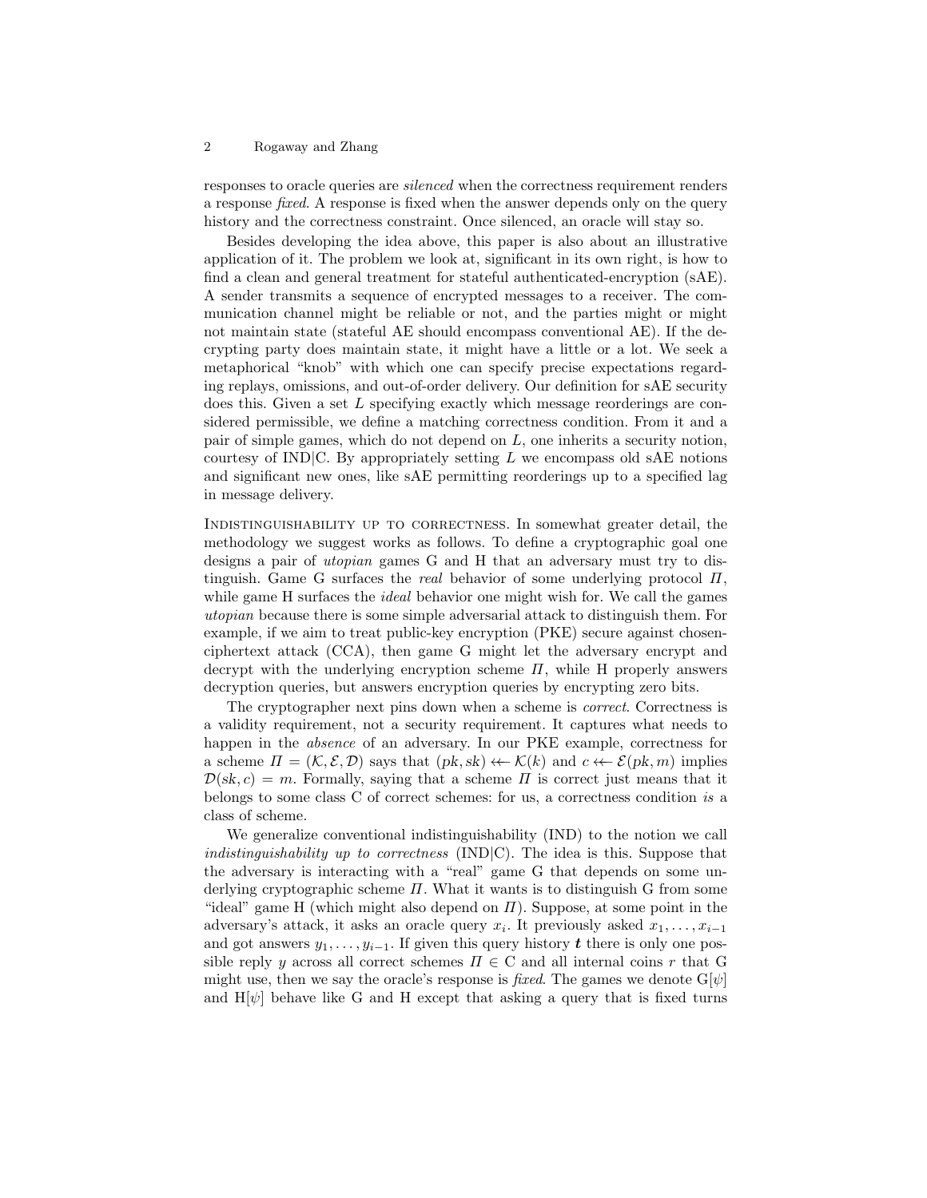responses to oracle queries are *silenced* when the correctness requirement renders a response *fixed*. A response is fixed when the answer depends only on the query history and the correctness constraint. Once silenced, an oracle will stay so.

Besides developing the idea above, this paper is also about an illustrative application of it. The problem we look at, significant in its own right, is how to find a clean and general treatment for stateful authenticated-encryption (sAE). A sender transmits a sequence of encrypted messages to a receiver. The communication channel might be reliable or not, and the parties might or might not maintain state (stateful AE should encompass conventional AE). If the decrypting party does maintain state, it might have a little or a lot. We seek a metaphorical "knob" with which one can specify precise expectations regarding replays, omissions, and out-of-order delivery. Our definition for sAE security does this. Given a set $L$ specifying exactly which message reorderings are considered permissible, we define a matching correctness condition. From it and a pair of simple games, which do not depend on $L$, one inherits a security notion, courtesy of IND|C. By appropriately setting $L$ we encompass old sAE notions and significant new ones, like sAE permitting reorderings up to a specified lag in message delivery.

Indistinguishability up to correctness. In somewhat greater detail, the methodology we suggest works as follows. To define a cryptographic goal one designs a pair of *utopian* games G and H that an adversary must try to distinguish. Game G surfaces the *real* behavior of some underlying protocol $\Pi$, while game H surfaces the *ideal* behavior one might wish for. We call the games *utopian* because there is some simple adversarial attack to distinguish them. For example, if we aim to treat public-key encryption (PKE) secure against chosen-ciphertext attack (CCA), then game G might let the adversary encrypt and decrypt with the underlying encryption scheme $\Pi$, while H properly answers decryption queries, but answers encryption queries by encrypting zero bits.

The cryptographer next pins down when a scheme is *correct*. Correctness is a validity requirement, not a security requirement. It captures what needs to happen in the *absence* of an adversary. In our PKE example, correctness for a scheme $\Pi = (\mathcal{K}, \mathcal{E}, \mathcal{D})$ says that $(pk, sk) \twoheadleftarrow \mathcal{K}(k)$ and $c \twoheadleftarrow \mathcal{E}(pk, m)$ implies $\mathcal{D}(sk, c) = m$. Formally, saying that a scheme $\Pi$ is correct just means that it belongs to some class C of correct schemes: for us, a correctness condition *is* a class of scheme.

We generalize conventional indistinguishability (IND) to the notion we call *indistinguishability up to correctness* (IND|C). The idea is this. Suppose that the adversary is interacting with a "real" game G that depends on some underlying cryptographic scheme $\Pi$. What it wants is to distinguish G from some "ideal" game H (which might also depend on $\Pi$). Suppose, at some point in the adversary's attack, it asks an oracle query $x_i$. It previously asked $x_1, \ldots, x_{i-1}$ and got answers $y_1, \ldots, y_{i-1}$. If given this query history $\boldsymbol{t}$ there is only one possible reply $y$ across all correct schemes $\Pi \in$ C and all internal coins $r$ that G might use, then we say the oracle's response is *fixed*. The games we denote $\mathrm{G}[\psi]$ and $\mathrm{H}[\psi]$ behave like G and H except that asking a query that is fixed turns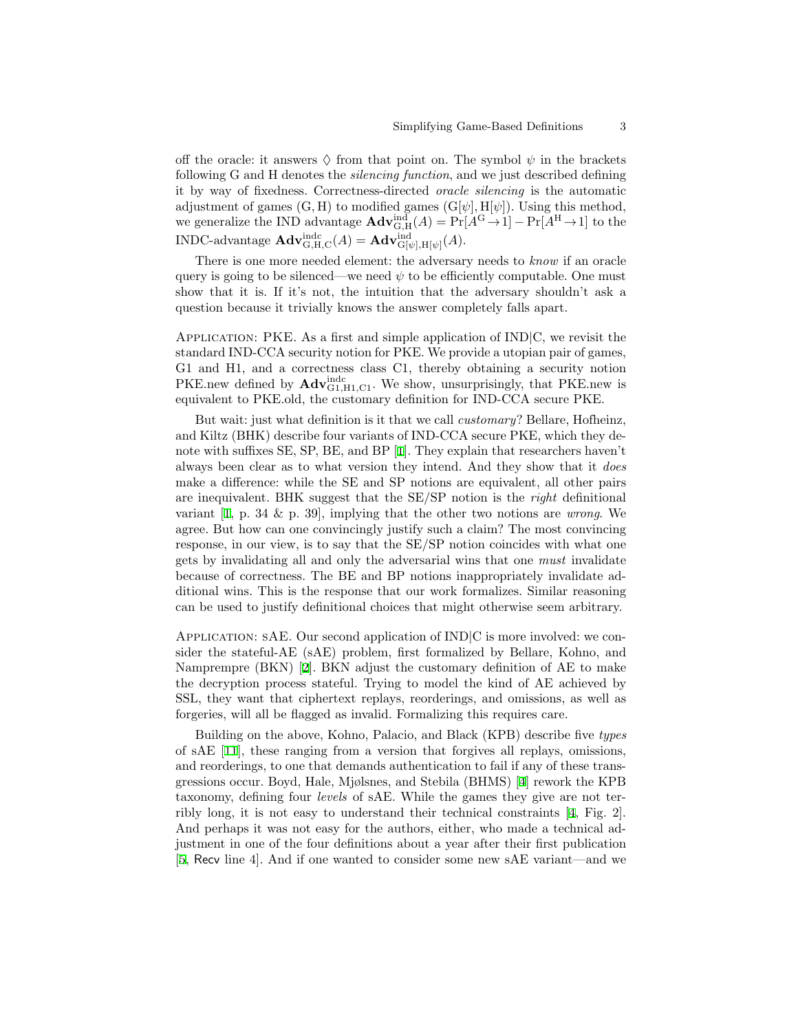off the oracle: it answers $\Diamond$ from that point on. The symbol $\psi$ in the brackets following G and H denotes the *silencing function*, and we just described defining it by way of fixedness. Correctness-directed *oracle silencing* is the automatic adjustment of games $(\mathrm{G}, \mathrm{H})$ to modified games $(\mathrm{G}[\psi], \mathrm{H}[\psi])$. Using this method, we generalize the IND advantage $\mathbf{Adv}^{\mathrm{ind}}_{\mathrm{G,H}}(A) = \Pr[A^{\mathrm{G}} \to 1] - \Pr[A^{\mathrm{H}} \to 1]$ to the INDC-advantage $\mathbf{Adv}^{\mathrm{indc}}_{\mathrm{G,H,C}}(A) = \mathbf{Adv}^{\mathrm{ind}}_{\mathrm{G}[\psi],\mathrm{H}[\psi]}(A)$.

There is one more needed element: the adversary needs to *know* if an oracle query is going to be silenced—we need $\psi$ to be efficiently computable. One must show that it is. If it's not, the intuition that the adversary shouldn't ask a question because it trivially knows the answer completely falls apart.

Application: PKE. As a first and simple application of IND|C, we revisit the standard IND-CCA security notion for PKE. We provide a utopian pair of games, G1 and H1, and a correctness class C1, thereby obtaining a security notion PKE.new defined by $\mathbf{Adv}^{\mathrm{indc}}_{\mathrm{G1,H1,C1}}$. We show, unsurprisingly, that PKE.new is equivalent to PKE.old, the customary definition for IND-CCA secure PKE.

But wait: just what definition is it that we call *customary*? Bellare, Hofheinz, and Kiltz (BHK) describe four variants of IND-CCA secure PKE, which they denote with suffixes SE, SP, BE, and BP [1]. They explain that researchers haven't always been clear as to what version they intend. And they show that it *does* make a difference: while the SE and SP notions are equivalent, all other pairs are inequivalent. BHK suggest that the SE/SP notion is the *right* definitional variant [1, p. 34 & p. 39], implying that the other two notions are *wrong*. We agree. But how can one convincingly justify such a claim? The most convincing response, in our view, is to say that the SE/SP notion coincides with what one gets by invalidating all and only the adversarial wins that one *must* invalidate because of correctness. The BE and BP notions inappropriately invalidate additional wins. This is the response that our work formalizes. Similar reasoning can be used to justify definitional choices that might otherwise seem arbitrary.

Application: sAE. Our second application of IND|C is more involved: we consider the stateful-AE (sAE) problem, first formalized by Bellare, Kohno, and Namprempre (BKN) [2]. BKN adjust the customary definition of AE to make the decryption process stateful. Trying to model the kind of AE achieved by SSL, they want that ciphertext replays, reorderings, and omissions, as well as forgeries, will all be flagged as invalid. Formalizing this requires care.

Building on the above, Kohno, Palacio, and Black (KPB) describe five *types* of sAE [11], these ranging from a version that forgives all replays, omissions, and reorderings, to one that demands authentication to fail if any of these transgressions occur. Boyd, Hale, Mjølsnes, and Stebila (BHMS) [4] rework the KPB taxonomy, defining four *levels* of sAE. While the games they give are not terribly long, it is not easy to understand their technical constraints [4, Fig. 2]. And perhaps it was not easy for the authors, either, who made a technical adjustment in one of the four definitions about a year after their first publication [5, Recv line 4]. And if one wanted to consider some new sAE variant—and we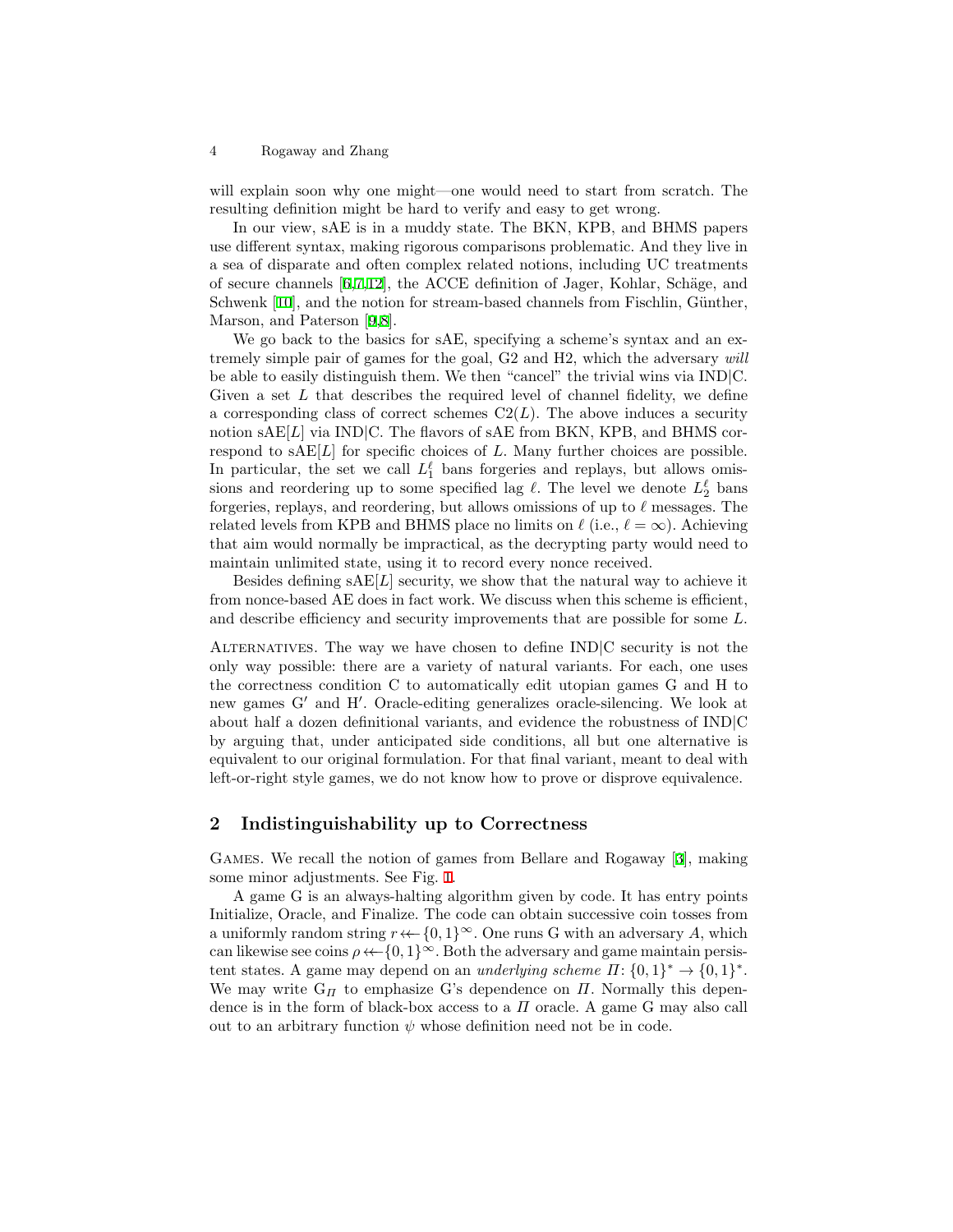will explain soon why one might—one would need to start from scratch. The resulting definition might be hard to verify and easy to get wrong.

In our view, sAE is in a muddy state. The BKN, KPB, and BHMS papers use different syntax, making rigorous comparisons problematic. And they live in a sea of disparate and often complex related notions, including UC treatments of secure channels [6,7,12], the ACCE definition of Jager, Kohlar, Schäge, and Schwenk [10], and the notion for stream-based channels from Fischlin, Günther, Marson, and Paterson [9,8].

We go back to the basics for sAE, specifying a scheme's syntax and an extremely simple pair of games for the goal, G2 and H2, which the adversary *will* be able to easily distinguish them. We then "cancel" the trivial wins via IND|C. Given a set $L$ that describes the required level of channel fidelity, we define a corresponding class of correct schemes $\mathrm{C2}(L)$. The above induces a security notion $\mathrm{sAE}[L]$ via IND|C. The flavors of sAE from BKN, KPB, and BHMS correspond to $\mathrm{sAE}[L]$ for specific choices of $L$. Many further choices are possible. In particular, the set we call $L_1^\ell$ bans forgeries and replays, but allows omissions and reordering up to some specified lag $\ell$. The level we denote $L_2^\ell$ bans forgeries, replays, and reordering, but allows omissions of up to $\ell$ messages. The related levels from KPB and BHMS place no limits on $\ell$ (i.e., $\ell = \infty$). Achieving that aim would normally be impractical, as the decrypting party would need to maintain unlimited state, using it to record every nonce received.

Besides defining $\mathrm{sAE}[L]$ security, we show that the natural way to achieve it from nonce-based AE does in fact work. We discuss when this scheme is efficient, and describe efficiency and security improvements that are possible for some $L$.

Alternatives. The way we have chosen to define IND|C security is not the only way possible: there are a variety of natural variants. For each, one uses the correctness condition C to automatically edit utopian games G and H to new games G′ and H′. Oracle-editing generalizes oracle-silencing. We look at about half a dozen definitional variants, and evidence the robustness of IND|C by arguing that, under anticipated side conditions, all but one alternative is equivalent to our original formulation. For that final variant, meant to deal with left-or-right style games, we do not know how to prove or disprove equivalence.

## 2 Indistinguishability up to Correctness

Games. We recall the notion of games from Bellare and Rogaway [3], making some minor adjustments. See Fig. 1.

A game G is an always-halting algorithm given by code. It has entry points Initialize, Oracle, and Finalize. The code can obtain successive coin tosses from a uniformly random string $r \twoheadleftarrow \{0,1\}^\infty$. One runs G with an adversary $A$, which can likewise see coins $\rho \twoheadleftarrow \{0,1\}^\infty$. Both the adversary and game maintain persistent states. A game may depend on an *underlying scheme* $\Pi\colon \{0,1\}^* \to \{0,1\}^*$. We may write $\mathrm{G}_\Pi$ to emphasize G's dependence on $\Pi$. Normally this dependence is in the form of black-box access to a $\Pi$ oracle. A game G may also call out to an arbitrary function $\psi$ whose definition need not be in code.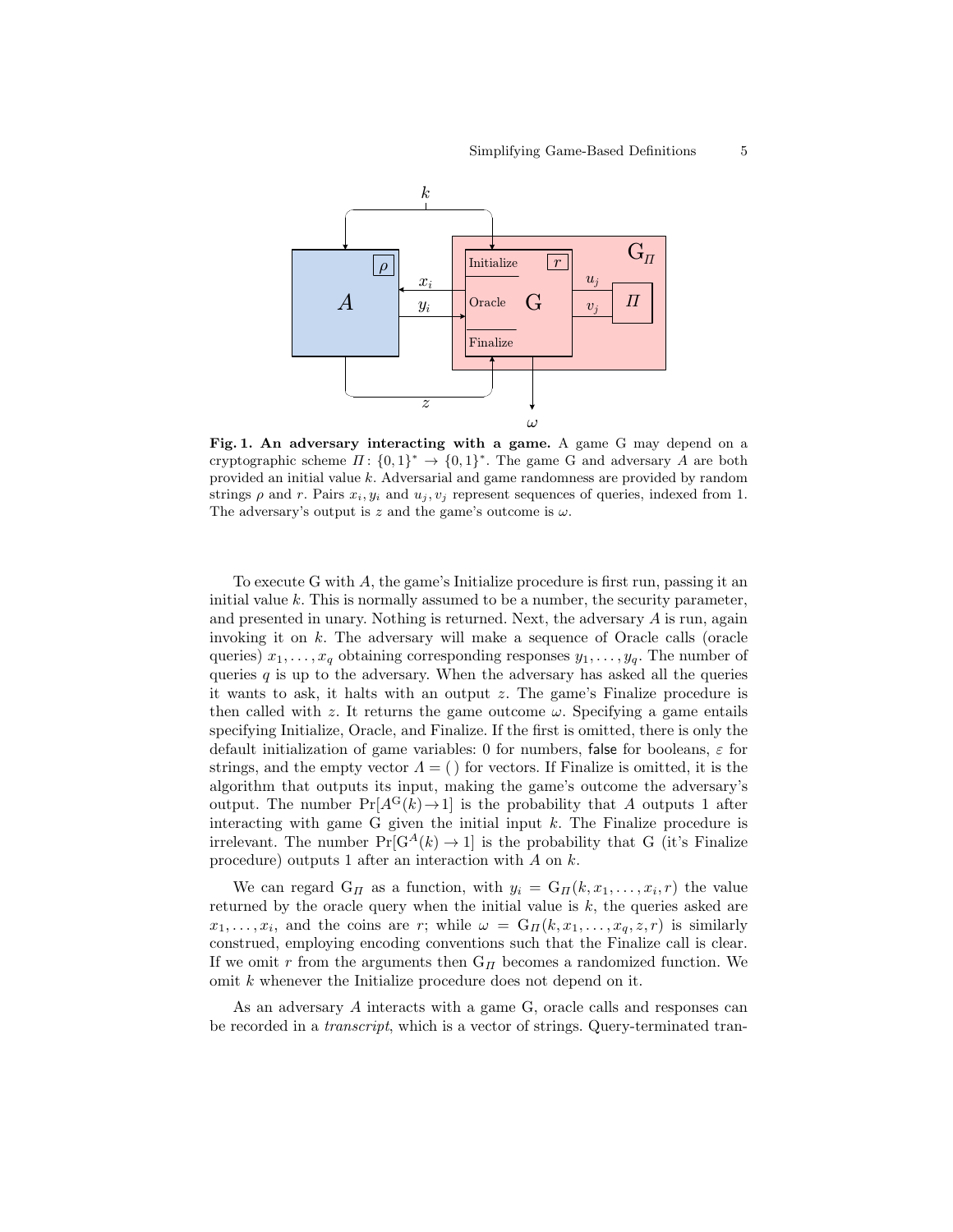**Fig. 1. An adversary interacting with a game.** A game G may depend on a cryptographic scheme $\Pi\colon \{0,1\}^* \to \{0,1\}^*$. The game G and adversary $A$ are both provided an initial value $k$. Adversarial and game randomness are provided by random strings $\rho$ and $r$. Pairs $x_i, y_i$ and $u_j, v_j$ represent sequences of queries, indexed from 1. The adversary's output is $z$ and the game's outcome is $\omega$.

To execute G with $A$, the game's Initialize procedure is first run, passing it an initial value $k$. This is normally assumed to be a number, the security parameter, and presented in unary. Nothing is returned. Next, the adversary $A$ is run, again invoking it on $k$. The adversary will make a sequence of Oracle calls (oracle queries) $x_1, \ldots, x_q$ obtaining corresponding responses $y_1, \ldots, y_q$. The number of queries $q$ is up to the adversary. When the adversary has asked all the queries it wants to ask, it halts with an output $z$. The game's Finalize procedure is then called with $z$. It returns the game outcome $\omega$. Specifying a game entails specifying Initialize, Oracle, and Finalize. If the first is omitted, there is only the default initialization of game variables: 0 for numbers, false for booleans, $\varepsilon$ for strings, and the empty vector $\Lambda = (\,)$ for vectors. If Finalize is omitted, it is the algorithm that outputs its input, making the game's outcome the adversary's output. The number $\Pr[A^{\mathrm{G}}(k) \to 1]$ is the probability that $A$ outputs 1 after interacting with game G given the initial input $k$. The Finalize procedure is irrelevant. The number $\Pr[\mathrm{G}^{A}(k) \to 1]$ is the probability that G (it's Finalize procedure) outputs 1 after an interaction with $A$ on $k$.

We can regard $\mathrm{G}_\Pi$ as a function, with $y_i = \mathrm{G}_\Pi(k, x_1, \ldots, x_i, r)$ the value returned by the oracle query when the initial value is $k$, the queries asked are $x_1, \ldots, x_i$, and the coins are $r$; while $\omega = \mathrm{G}_\Pi(k, x_1, \ldots, x_q, z, r)$ is similarly construed, employing encoding conventions such that the Finalize call is clear. If we omit $r$ from the arguments then $\mathrm{G}_\Pi$ becomes a randomized function. We omit $k$ whenever the Initialize procedure does not depend on it.

As an adversary $A$ interacts with a game G, oracle calls and responses can be recorded in a *transcript*, which is a vector of strings. Query-terminated tran-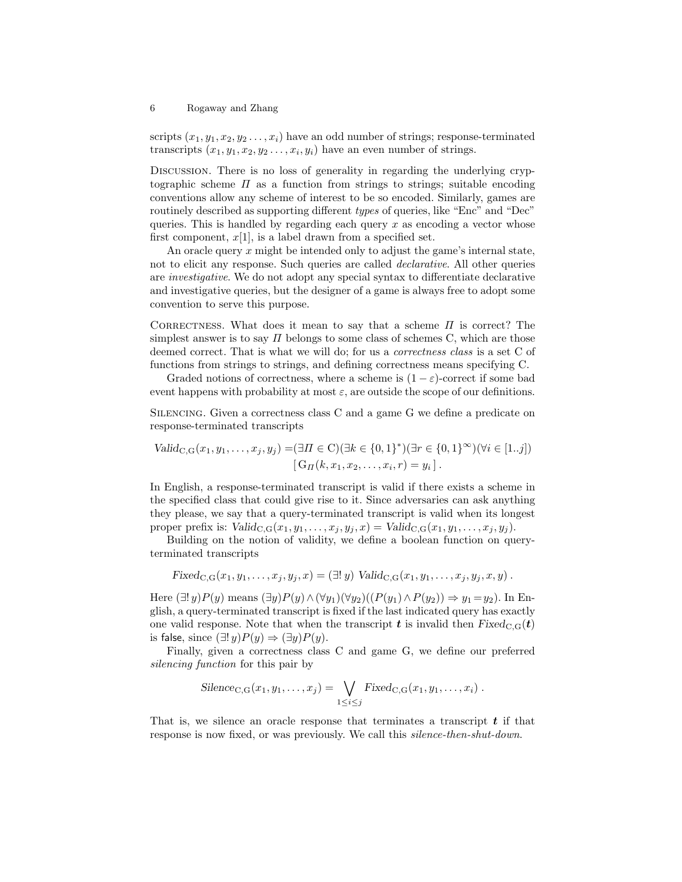scripts $(x_1, y_1, x_2, y_2 \ldots, x_i)$ have an odd number of strings; response-terminated transcripts $(x_1, y_1, x_2, y_2 \ldots, x_i, y_i)$ have an even number of strings.

Discussion. There is no loss of generality in regarding the underlying cryptographic scheme $\Pi$ as a function from strings to strings; suitable encoding conventions allow any scheme of interest to be so encoded. Similarly, games are routinely described as supporting different *types* of queries, like "Enc" and "Dec" queries. This is handled by regarding each query $x$ as encoding a vector whose first component, $x[1]$, is a label drawn from a specified set.

An oracle query $x$ might be intended only to adjust the game's internal state, not to elicit any response. Such queries are called *declarative*. All other queries are *investigative*. We do not adopt any special syntax to differentiate declarative and investigative queries, but the designer of a game is always free to adopt some convention to serve this purpose.

Correctness. What does it mean to say that a scheme $\Pi$ is correct? The simplest answer is to say $\Pi$ belongs to some class of schemes C, which are those deemed correct. That is what we will do; for us a *correctness class* is a set C of functions from strings to strings, and defining correctness means specifying C.

Graded notions of correctness, where a scheme is $(1-\varepsilon)$-correct if some bad event happens with probability at most $\varepsilon$, are outside the scope of our definitions.

Silencing. Given a correctness class C and a game G we define a predicate on response-terminated transcripts

$$\mathit{Valid}_{\mathrm{C,G}}(x_1, y_1, \ldots, x_j, y_j) = (\exists \Pi \in \mathrm{C})(\exists k \in \{0,1\}^*)(\exists r \in \{0,1\}^\infty)(\forall i \in [1..j])\\ [\, \mathrm{G}_\Pi(k, x_1, x_2, \ldots, x_i, r) = y_i \,] \,.$$

In English, a response-terminated transcript is valid if there exists a scheme in the specified class that could give rise to it. Since adversaries can ask anything they please, we say that a query-terminated transcript is valid when its longest proper prefix is: $\mathit{Valid}_{\mathrm{C,G}}(x_1, y_1, \ldots, x_j, y_j, x) = \mathit{Valid}_{\mathrm{C,G}}(x_1, y_1, \ldots, x_j, y_j)$.

Building on the notion of validity, we define a boolean function on query-terminated transcripts

$$\mathit{Fixed}_{\mathrm{C,G}}(x_1, y_1, \ldots, x_j, y_j, x) = (\exists!\, y)\ \mathit{Valid}_{\mathrm{C,G}}(x_1, y_1, \ldots, x_j, y_j, x, y) \,.$$

Here $(\exists!\, y) P(y)$ means $(\exists y) P(y) \wedge (\forall y_1)(\forall y_2)((P(y_1) \wedge P(y_2)) \Rightarrow y_1 = y_2)$. In English, a query-terminated transcript is fixed if the last indicated query has exactly one valid response. Note that when the transcript $\boldsymbol{t}$ is invalid then $\mathit{Fixed}_{\mathrm{C,G}}(\boldsymbol{t})$ is false, since $(\exists!\, y) P(y) \Rightarrow (\exists y) P(y)$.

Finally, given a correctness class C and game G, we define our preferred *silencing function* for this pair by

$$\mathit{Silence}_{\mathrm{C,G}}(x_1, y_1, \ldots, x_j) = \bigvee_{1 \le i \le j} \mathit{Fixed}_{\mathrm{C,G}}(x_1, y_1, \ldots, x_i) \,.$$

That is, we silence an oracle response that terminates a transcript $\boldsymbol{t}$ if that response is now fixed, or was previously. We call this *silence-then-shut-down*.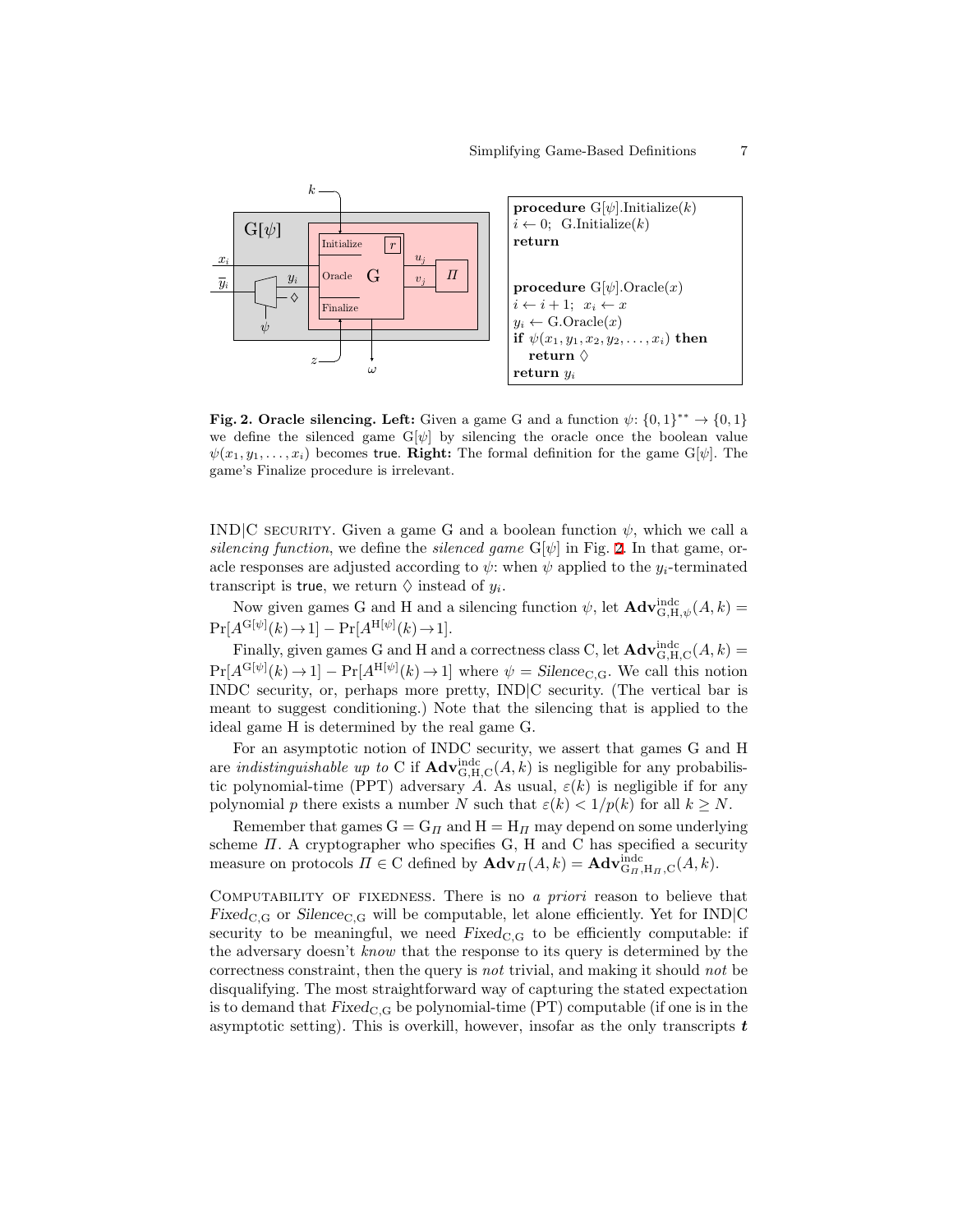```
procedure G[ψ].Initialize(k)
i ← 0;  G.Initialize(k)
return

procedure G[ψ].Oracle(x)
i ← i + 1;  x_i ← x
y_i ← G.Oracle(x)
if ψ(x_1, y_1, x_2, y_2, ..., x_i) then
   return ◊
return y_i
```

**Fig. 2. Oracle silencing. Left:** Given a game G and a function $\psi\colon \{0,1\}^{**} \to \{0,1\}$ we define the silenced game $G[\psi]$ by silencing the oracle once the boolean value $\psi(x_1, y_1, \ldots, x_i)$ becomes true. **Right:** The formal definition for the game $G[\psi]$. The game's Finalize procedure is irrelevant.

IND|C SECURITY. Given a game G and a boolean function $\psi$, which we call a *silencing function*, we define the *silenced game* $G[\psi]$ in Fig. 2. In that game, oracle responses are adjusted according to $\psi$: when $\psi$ applied to the $y_i$-terminated transcript is true, we return $\Diamond$ instead of $y_i$.

Now given games G and H and a silencing function $\psi$, let $\mathbf{Adv}^{\text{indc}}_{G,H,\psi}(A,k) = \Pr[A^{G[\psi]}(k) \to 1] - \Pr[A^{H[\psi]}(k) \to 1]$.

Finally, given games G and H and a correctness class C, let $\mathbf{Adv}^{\text{indc}}_{G,H,C}(A,k) = \Pr[A^{G[\psi]}(k) \to 1] - \Pr[A^{H[\psi]}(k) \to 1]$ where $\psi = \mathit{Silence}_{C,G}$. We call this notion INDC security, or, perhaps more pretty, IND|C security. (The vertical bar is meant to suggest conditioning.) Note that the silencing that is applied to the ideal game H is determined by the real game G.

For an asymptotic notion of INDC security, we assert that games G and H are *indistinguishable up to* C if $\mathbf{Adv}^{\text{indc}}_{G,H,C}(A,k)$ is negligible for any probabilistic polynomial-time (PPT) adversary $A$. As usual, $\varepsilon(k)$ is negligible if for any polynomial $p$ there exists a number $N$ such that $\varepsilon(k) < 1/p(k)$ for all $k \geq N$.

Remember that games $G = G_\Pi$ and $H = H_\Pi$ may depend on some underlying scheme $\Pi$. A cryptographer who specifies G, H and C has specified a security measure on protocols $\Pi \in C$ defined by $\mathbf{Adv}_\Pi(A,k) = \mathbf{Adv}^{\text{indc}}_{G_\Pi,H_\Pi,C}(A,k)$.

COMPUTABILITY OF FIXEDNESS. There is no *a priori* reason to believe that $\mathit{Fixed}_{C,G}$ or $\mathit{Silence}_{C,G}$ will be computable, let alone efficiently. Yet for IND|C security to be meaningful, we need $\mathit{Fixed}_{C,G}$ to be efficiently computable: if the adversary doesn't *know* that the response to its query is determined by the correctness constraint, then the query is *not* trivial, and making it should *not* be disqualifying. The most straightforward way of capturing the stated expectation is to demand that $\mathit{Fixed}_{C,G}$ be polynomial-time (PT) computable (if one is in the asymptotic setting). This is overkill, however, insofar as the only transcripts $\boldsymbol{t}$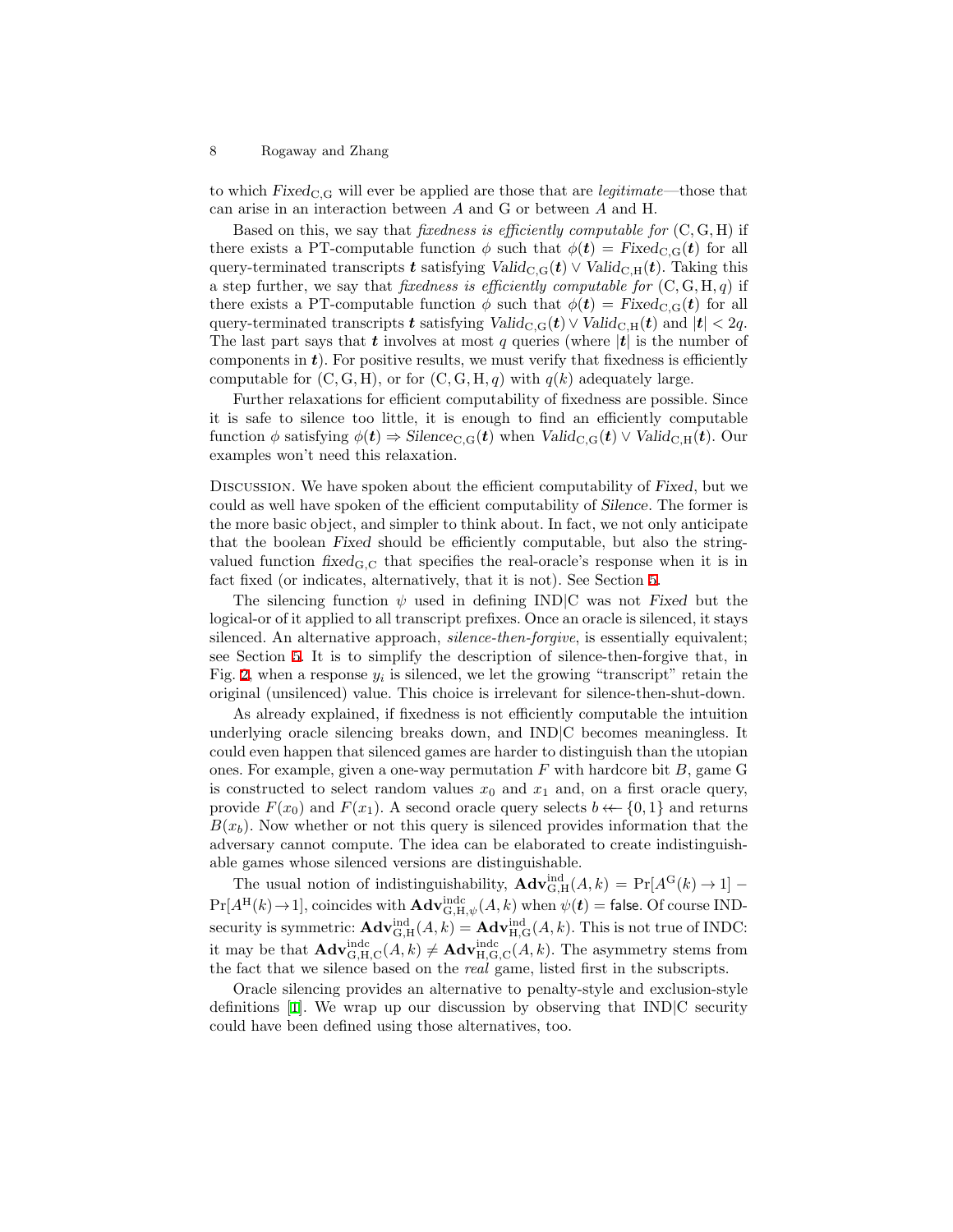to which $\mathit{Fixed}_{\mathrm{C,G}}$ will ever be applied are those that are *legitimate*—those that can arise in an interaction between $A$ and G or between $A$ and H.

Based on this, we say that *fixedness is efficiently computable for* $(\mathrm{C,G,H})$ if there exists a PT-computable function $\phi$ such that $\phi(\boldsymbol{t}) = \mathit{Fixed}_{\mathrm{C,G}}(\boldsymbol{t})$ for all query-terminated transcripts $\boldsymbol{t}$ satisfying $\mathit{Valid}_{\mathrm{C,G}}(\boldsymbol{t}) \vee \mathit{Valid}_{\mathrm{C,H}}(\boldsymbol{t})$. Taking this a step further, we say that *fixedness is efficiently computable for* $(\mathrm{C,G,H},q)$ if there exists a PT-computable function $\phi$ such that $\phi(\boldsymbol{t}) = \mathit{Fixed}_{\mathrm{C,G}}(\boldsymbol{t})$ for all query-terminated transcripts $\boldsymbol{t}$ satisfying $\mathit{Valid}_{\mathrm{C,G}}(\boldsymbol{t}) \vee \mathit{Valid}_{\mathrm{C,H}}(\boldsymbol{t})$ and $|\boldsymbol{t}| < 2q$. The last part says that $\boldsymbol{t}$ involves at most $q$ queries (where $|\boldsymbol{t}|$ is the number of components in $\boldsymbol{t}$). For positive results, we must verify that fixedness is efficiently computable for $(\mathrm{C,G,H})$, or for $(\mathrm{C,G,H},q)$ with $q(k)$ adequately large.

Further relaxations for efficient computability of fixedness are possible. Since it is safe to silence too little, it is enough to find an efficiently computable function $\phi$ satisfying $\phi(\boldsymbol{t}) \Rightarrow \mathit{Silence}_{\mathrm{C,G}}(\boldsymbol{t})$ when $\mathit{Valid}_{\mathrm{C,G}}(\boldsymbol{t}) \vee \mathit{Valid}_{\mathrm{C,H}}(\boldsymbol{t})$. Our examples won't need this relaxation.

Discussion. We have spoken about the efficient computability of *Fixed*, but we could as well have spoken of the efficient computability of *Silence*. The former is the more basic object, and simpler to think about. In fact, we not only anticipate that the boolean *Fixed* should be efficiently computable, but also the string-valued function $\mathit{fixed}_{\mathrm{G,C}}$ that specifies the real-oracle's response when it is in fact fixed (or indicates, alternatively, that it is not). See Section 5.

The silencing function $\psi$ used in defining IND|C was not *Fixed* but the logical-or of it applied to all transcript prefixes. Once an oracle is silenced, it stays silenced. An alternative approach, *silence-then-forgive*, is essentially equivalent; see Section 5. It is to simplify the description of silence-then-forgive that, in Fig. 2, when a response $y_i$ is silenced, we let the growing "transcript" retain the original (unsilenced) value. This choice is irrelevant for silence-then-shut-down.

As already explained, if fixedness is not efficiently computable the intuition underlying oracle silencing breaks down, and IND|C becomes meaningless. It could even happen that silenced games are harder to distinguish than the utopian ones. For example, given a one-way permutation $F$ with hardcore bit $B$, game G is constructed to select random values $x_0$ and $x_1$ and, on a first oracle query, provide $F(x_0)$ and $F(x_1)$. A second oracle query selects $b \twoheadleftarrow \{0,1\}$ and returns $B(x_b)$. Now whether or not this query is silenced provides information that the adversary cannot compute. The idea can be elaborated to create indistinguishable games whose silenced versions are distinguishable.

The usual notion of indistinguishability, $\mathbf{Adv}^{\mathrm{ind}}_{\mathrm{G,H}}(A,k) = \Pr[A^{\mathrm{G}}(k) \to 1] - \Pr[A^{\mathrm{H}}(k) \to 1]$, coincides with $\mathbf{Adv}^{\mathrm{indc}}_{\mathrm{G,H},\psi}(A,k)$ when $\psi(\boldsymbol{t}) = \mathsf{false}$. Of course IND-security is symmetric: $\mathbf{Adv}^{\mathrm{ind}}_{\mathrm{G,H}}(A,k) = \mathbf{Adv}^{\mathrm{ind}}_{\mathrm{H,G}}(A,k)$. This is not true of INDC: it may be that $\mathbf{Adv}^{\mathrm{indc}}_{\mathrm{G,H,C}}(A,k) \neq \mathbf{Adv}^{\mathrm{indc}}_{\mathrm{H,G,C}}(A,k)$. The asymmetry stems from the fact that we silence based on the *real* game, listed first in the subscripts.

Oracle silencing provides an alternative to penalty-style and exclusion-style definitions [1]. We wrap up our discussion by observing that IND|C security could have been defined using those alternatives, too.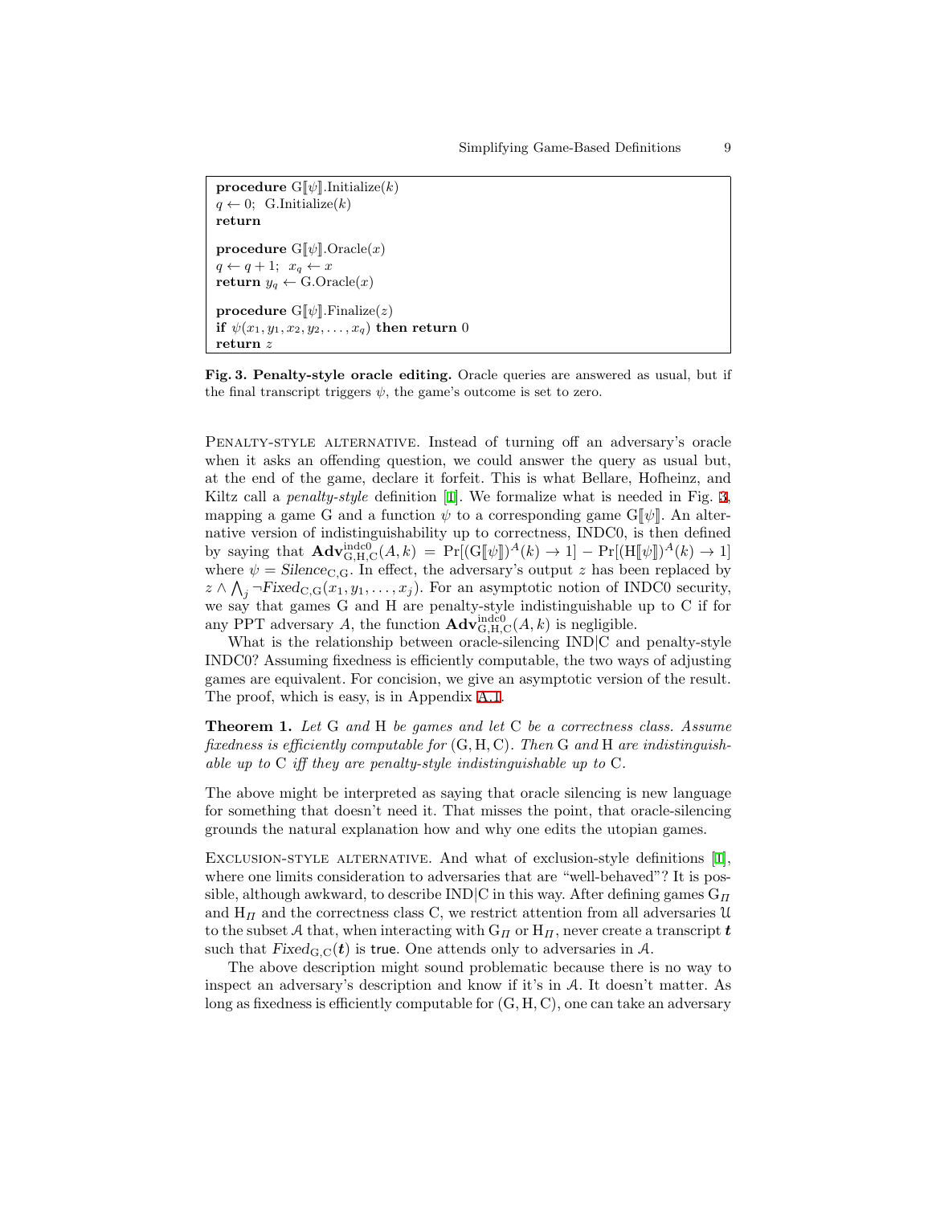```
procedure G⟦ψ⟧.Initialize(k)
q ← 0;  G.Initialize(k)
return

procedure G⟦ψ⟧.Oracle(x)
q ← q + 1;  x_q ← x
return y_q ← G.Oracle(x)

procedure G⟦ψ⟧.Finalize(z)
if ψ(x_1, y_1, x_2, y_2, ..., x_q) then return 0
return z
```

**Fig. 3. Penalty-style oracle editing.** Oracle queries are answered as usual, but if the final transcript triggers $\psi$, the game's outcome is set to zero.

Penalty-style alternative. Instead of turning off an adversary's oracle when it asks an offending question, we could answer the query as usual but, at the end of the game, declare it forfeit. This is what Bellare, Hofheinz, and Kiltz call a *penalty-style* definition [1]. We formalize what is needed in Fig. 3, mapping a game G and a function $\psi$ to a corresponding game $\mathrm{G}[\![\psi]\!]$. An alternative version of indistinguishability up to correctness, INDC0, is then defined by saying that $\mathbf{Adv}^{\mathrm{indc0}}_{\mathrm{G,H,C}}(A,k) = \Pr[(\mathrm{G}[\![\psi]\!])^A(k) \to 1] - \Pr[(\mathrm{H}[\![\psi]\!])^A(k) \to 1]$ where $\psi = \mathit{Silence}_{\mathrm{C,G}}$. In effect, the adversary's output $z$ has been replaced by $z \wedge \bigwedge_j \neg \mathit{Fixed}_{\mathrm{C,G}}(x_1, y_1, \ldots, x_j)$. For an asymptotic notion of INDC0 security, we say that games G and H are penalty-style indistinguishable up to C if for any PPT adversary $A$, the function $\mathbf{Adv}^{\mathrm{indc0}}_{\mathrm{G,H,C}}(A,k)$ is negligible.

What is the relationship between oracle-silencing IND|C and penalty-style INDC0? Assuming fixedness is efficiently computable, the two ways of adjusting games are equivalent. For concision, we give an asymptotic version of the result. The proof, which is easy, is in Appendix A.1.

**Theorem 1.** *Let* G *and* H *be games and let* C *be a correctness class. Assume fixedness is efficiently computable for* (G, H, C)*. Then* G *and* H *are indistinguishable up to* C *iff they are penalty-style indistinguishable up to* C*.*

The above might be interpreted as saying that oracle silencing is new language for something that doesn't need it. That misses the point, that oracle-silencing grounds the natural explanation how and why one edits the utopian games.

Exclusion-style alternative. And what of exclusion-style definitions [1], where one limits consideration to adversaries that are "well-behaved"? It is possible, although awkward, to describe IND|C in this way. After defining games $\mathrm{G}_\Pi$ and $\mathrm{H}_\Pi$ and the correctness class C, we restrict attention from all adversaries $\mathcal{U}$ to the subset $\mathcal{A}$ that, when interacting with $\mathrm{G}_\Pi$ or $\mathrm{H}_\Pi$, never create a transcript $\boldsymbol{t}$ such that $\mathit{Fixed}_{\mathrm{G,C}}(\boldsymbol{t})$ is true. One attends only to adversaries in $\mathcal{A}$.

The above description might sound problematic because there is no way to inspect an adversary's description and know if it's in $\mathcal{A}$. It doesn't matter. As long as fixedness is efficiently computable for (G, H, C), one can take an adversary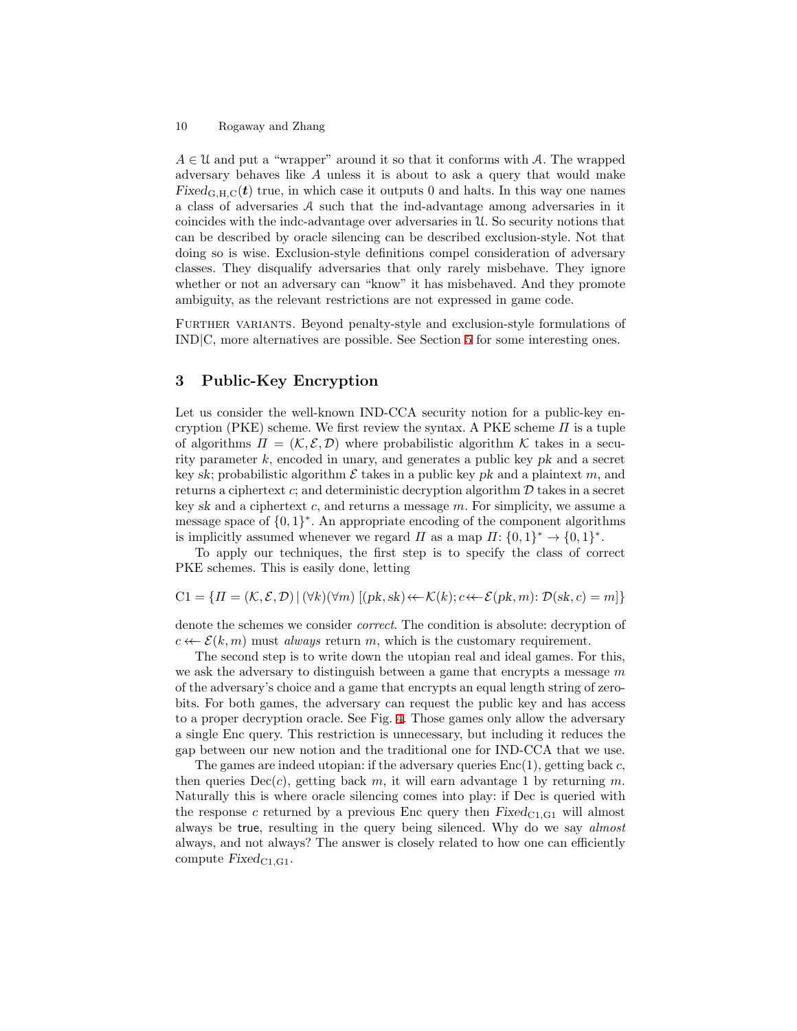$A \in \mathcal{U}$ and put a "wrapper" around it so that it conforms with $\mathcal{A}$. The wrapped adversary behaves like $A$ unless it is about to ask a query that would make $\mathit{Fixed}_{\mathrm{G,H,C}}(\boldsymbol{t})$ true, in which case it outputs 0 and halts. In this way one names a class of adversaries $\mathcal{A}$ such that the ind-advantage among adversaries in it coincides with the indc-advantage over adversaries in $\mathcal{U}$. So security notions that can be described by oracle silencing can be described exclusion-style. Not that doing so is wise. Exclusion-style definitions compel consideration of adversary classes. They disqualify adversaries that only rarely misbehave. They ignore whether or not an adversary can "know" it has misbehaved. And they promote ambiguity, as the relevant restrictions are not expressed in game code.

FURTHER VARIANTS. Beyond penalty-style and exclusion-style formulations of IND|C, more alternatives are possible. See Section 5 for some interesting ones.

## 3 Public-Key Encryption

Let us consider the well-known IND-CCA security notion for a public-key encryption (PKE) scheme. We first review the syntax. A PKE scheme $\Pi$ is a tuple of algorithms $\Pi = (\mathcal{K}, \mathcal{E}, \mathcal{D})$ where probabilistic algorithm $\mathcal{K}$ takes in a security parameter $k$, encoded in unary, and generates a public key $pk$ and a secret key $sk$; probabilistic algorithm $\mathcal{E}$ takes in a public key $pk$ and a plaintext $m$, and returns a ciphertext $c$; and deterministic decryption algorithm $\mathcal{D}$ takes in a secret key $sk$ and a ciphertext $c$, and returns a message $m$. For simplicity, we assume a message space of $\{0,1\}^*$. An appropriate encoding of the component algorithms is implicitly assumed whenever we regard $\Pi$ as a map $\Pi\colon \{0,1\}^* \to \{0,1\}^*$.

To apply our techniques, the first step is to specify the class of correct PKE schemes. This is easily done, letting

$$\mathrm{C1} = \{\Pi = (\mathcal{K}, \mathcal{E}, \mathcal{D}) \mid (\forall k)(\forall m)\ [(pk, sk) \twoheadleftarrow \mathcal{K}(k); c \twoheadleftarrow \mathcal{E}(pk, m)\colon \mathcal{D}(sk, c) = m]\}$$

denote the schemes we consider *correct*. The condition is absolute: decryption of $c \twoheadleftarrow \mathcal{E}(k, m)$ must *always* return $m$, which is the customary requirement.

The second step is to write down the utopian real and ideal games. For this, we ask the adversary to distinguish between a game that encrypts a message $m$ of the adversary's choice and a game that encrypts an equal length string of zero-bits. For both games, the adversary can request the public key and has access to a proper decryption oracle. See Fig. 4. Those games only allow the adversary a single Enc query. This restriction is unnecessary, but including it reduces the gap between our new notion and the traditional one for IND-CCA that we use.

The games are indeed utopian: if the adversary queries Enc(1), getting back $c$, then queries Dec($c$), getting back $m$, it will earn advantage 1 by returning $m$. Naturally this is where oracle silencing comes into play: if Dec is queried with the response $c$ returned by a previous Enc query then $\mathit{Fixed}_{\mathrm{C1,G1}}$ will almost always be true, resulting in the query being silenced. Why do we say *almost* always, and not always? The answer is closely related to how one can efficiently compute $\mathit{Fixed}_{\mathrm{C1,G1}}$.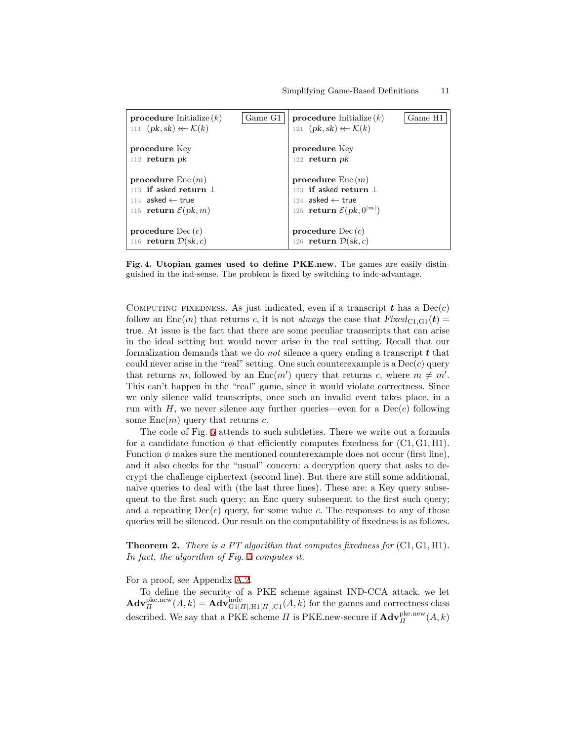| **procedure** Initialize ($k$) | Game G1 | **procedure** Initialize ($k$) | Game H1 |
|---|---|---|---|
| 111 $(pk, sk) \twoheadleftarrow \mathcal{K}(k)$ | | 121 $(pk, sk) \twoheadleftarrow \mathcal{K}(k)$ | |
| **procedure** Key | | **procedure** Key | |
| 112 **return** $pk$ | | 122 **return** $pk$ | |
| **procedure** Enc ($m$) | | **procedure** Enc ($m$) | |
| 113 **if** asked **return** $\perp$ | | 123 **if** asked **return** $\perp$ | |
| 114 asked $\leftarrow$ true | | 124 asked $\leftarrow$ true | |
| 115 **return** $\mathcal{E}(pk, m)$ | | 125 **return** $\mathcal{E}(pk, 0^{\lvert m \rvert})$ | |
| **procedure** Dec ($c$) | | **procedure** Dec ($c$) | |
| 116 **return** $\mathcal{D}(sk, c)$ | | 126 **return** $\mathcal{D}(sk, c)$ | |

**Fig. 4. Utopian games used to define PKE.new.** The games are easily distinguished in the ind-sense. The problem is fixed by switching to indc-advantage.

COMPUTING FIXEDNESS. As just indicated, even if a transcript $\boldsymbol{t}$ has a Dec($c$) follow an Enc($m$) that returns $c$, it is not *always* the case that $\mathit{Fixed}_{\mathrm{C1,G1}}(\boldsymbol{t}) =$ true. At issue is the fact that there are some peculiar transcripts that can arise in the ideal setting but would never arise in the real setting. Recall that our formalization demands that we do *not* silence a query ending a transcript $\boldsymbol{t}$ that could never arise in the "real" setting. One such counterexample is a Dec($c$) query that returns $m$, followed by an Enc($m'$) query that returns $c$, where $m \neq m'$. This can't happen in the "real" game, since it would violate correctness. Since we only silence valid transcripts, once such an invalid event takes place, in a run with $H$, we never silence any further queries—even for a Dec($c$) following some Enc($m$) query that returns $c$.

The code of Fig. 5 attends to such subtleties. There we write out a formula for a candidate function $\phi$ that efficiently computes fixedness for (C1, G1, H1). Function $\phi$ makes sure the mentioned counterexample does not occur (first line), and it also checks for the "usual" concern: a decryption query that asks to decrypt the challenge ciphertext (second line). But there are still some additional, naïve queries to deal with (the last three lines). These are: a Key query subsequent to the first such query; an Enc query subsequent to the first such query; and a repeating Dec($c$) query, for some value $c$. The responses to any of those queries will be silenced. Our result on the computability of fixedness is as follows.

**Theorem 2.** *There is a PT algorithm that computes fixedness for* (C1, G1, H1). *In fact, the algorithm of Fig. 5 computes it.*

For a proof, see Appendix A.2.

To define the security of a PKE scheme against IND-CCA attack, we let $\mathbf{Adv}_{\Pi}^{\mathrm{pke.new}}(A, k) = \mathbf{Adv}_{\mathrm{G1}[\Pi],\mathrm{H1}[\Pi],\mathrm{C1}}^{\mathrm{indc}}(A, k)$ for the games and correctness class described. We say that a PKE scheme $\Pi$ is PKE.new-secure if $\mathbf{Adv}_{\Pi}^{\mathrm{pke.new}}(A, k)$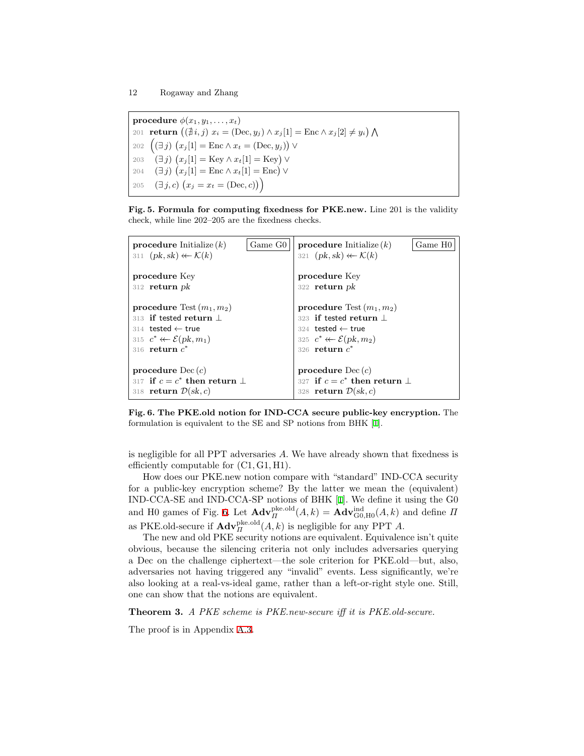```
procedure φ(x_1, y_1, ..., x_t)
201  return ((∄ i, j) x_i = (Dec, y_j) ∧ x_j[1] = Enc ∧ x_j[2] ≠ y_i) ⋀
202    ((∃ j) (x_j[1] = Enc ∧ x_t = (Dec, y_j)) ∨
203     (∃ j) (x_j[1] = Key ∧ x_t[1] = Key) ∨
204     (∃ j) (x_j[1] = Enc ∧ x_t[1] = Enc) ∨
205     (∃ j, c) (x_j = x_t = (Dec, c)))
```

**Fig. 5. Formula for computing fixedness for PKE.new.** Line 201 is the validity check, while line 202–205 are the fixedness checks.

```
procedure Initialize (k)                 Game G0
311  (pk, sk) ←$ K(k)

procedure Key
312  return pk

procedure Test (m_1, m_2)
313  if tested return ⊥
314  tested ← true
315  c* ←$ E(pk, m_1)
316  return c*

procedure Dec (c)
317  if c = c* then return ⊥
318  return D(sk, c)
```

```
procedure Initialize (k)                 Game H0
321  (pk, sk) ←$ K(k)

procedure Key
322  return pk

procedure Test (m_1, m_2)
323  if tested return ⊥
324  tested ← true
325  c* ←$ E(pk, m_2)
326  return c*

procedure Dec (c)
327  if c = c* then return ⊥
328  return D(sk, c)
```

**Fig. 6. The PKE.old notion for IND-CCA secure public-key encryption.** The formulation is equivalent to the SE and SP notions from BHK [1].

is negligible for all PPT adversaries $A$. We have already shown that fixedness is efficiently computable for $(\text{C1}, \text{G1}, \text{H1})$.

How does our PKE.new notion compare with "standard" IND-CCA security for a public-key encryption scheme? By the latter we mean the (equivalent) IND-CCA-SE and IND-CCA-SP notions of BHK [1]. We define it using the G0 and H0 games of Fig. 6. Let $\mathbf{Adv}_{\Pi}^{\text{pke.old}}(A, k) = \mathbf{Adv}_{\text{G0},\text{H0}}^{\text{ind}}(A, k)$ and define $\Pi$ as PKE.old-secure if $\mathbf{Adv}_{\Pi}^{\text{pke.old}}(A, k)$ is negligible for any PPT $A$.

The new and old PKE security notions are equivalent. Equivalence isn't quite obvious, because the silencing criteria not only includes adversaries querying a Dec on the challenge ciphertext—the sole criterion for PKE.old—but, also, adversaries not having triggered any "invalid" events. Less significantly, we're also looking at a real-vs-ideal game, rather than a left-or-right style one. Still, one can show that the notions are equivalent.

**Theorem 3.** *A PKE scheme is PKE.new-secure iff it is PKE.old-secure.*

The proof is in Appendix A.3.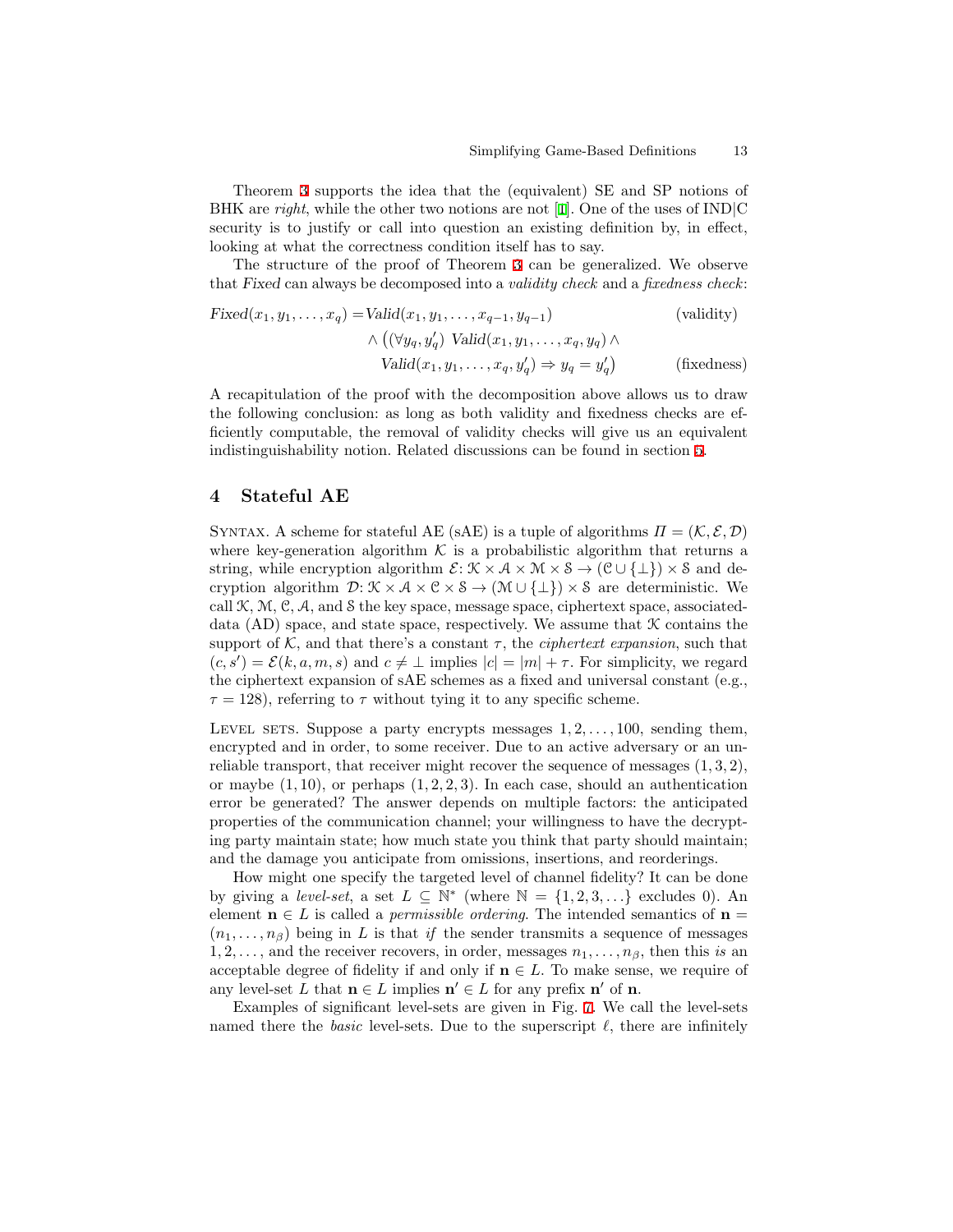Theorem 3 supports the idea that the (equivalent) SE and SP notions of BHK are *right*, while the other two notions are not [1]. One of the uses of IND|C security is to justify or call into question an existing definition by, in effect, looking at what the correctness condition itself has to say.

The structure of the proof of Theorem 3 can be generalized. We observe that *Fixed* can always be decomposed into a *validity check* and a *fixedness check*:

$$
\begin{aligned}
\mathit{Fixed}(x_1, y_1, \ldots, x_q) = & \mathit{Valid}(x_1, y_1, \ldots, x_{q-1}, y_{q-1}) && \text{(validity)} \\
& \wedge \big( (\forall y_q, y_q')\ \mathit{Valid}(x_1, y_1, \ldots, x_q, y_q) \wedge \\
& \quad \mathit{Valid}(x_1, y_1, \ldots, x_q, y_q') \Rightarrow y_q = y_q' \big) && \text{(fixedness)}
\end{aligned}
$$

A recapitulation of the proof with the decomposition above allows us to draw the following conclusion: as long as both validity and fixedness checks are efficiently computable, the removal of validity checks will give us an equivalent indistinguishability notion. Related discussions can be found in section 5.

## 4 Stateful AE

Syntax. A scheme for stateful AE (sAE) is a tuple of algorithms $\Pi = (\mathcal{K}, \mathcal{E}, \mathcal{D})$ where key-generation algorithm $\mathcal{K}$ is a probabilistic algorithm that returns a string, while encryption algorithm $\mathcal{E}\colon \mathcal{K} \times \mathcal{A} \times \mathcal{M} \times \mathcal{S} \to (\mathcal{C} \cup \{\bot\}) \times \mathcal{S}$ and decryption algorithm $\mathcal{D}\colon \mathcal{K} \times \mathcal{A} \times \mathcal{C} \times \mathcal{S} \to (\mathcal{M} \cup \{\bot\}) \times \mathcal{S}$ are deterministic. We call $\mathcal{K}$, $\mathcal{M}$, $\mathcal{C}$, $\mathcal{A}$, and $\mathcal{S}$ the key space, message space, ciphertext space, associated-data (AD) space, and state space, respectively. We assume that $\mathcal{K}$ contains the support of $\mathcal{K}$, and that there's a constant $\tau$, the *ciphertext expansion*, such that $(c, s') = \mathcal{E}(k, a, m, s)$ and $c \neq \bot$ implies $|c| = |m| + \tau$. For simplicity, we regard the ciphertext expansion of sAE schemes as a fixed and universal constant (e.g., $\tau = 128$), referring to $\tau$ without tying it to any specific scheme.

Level sets. Suppose a party encrypts messages $1, 2, \ldots, 100$, sending them, encrypted and in order, to some receiver. Due to an active adversary or an unreliable transport, that receiver might recover the sequence of messages $(1, 3, 2)$, or maybe $(1, 10)$, or perhaps $(1, 2, 2, 3)$. In each case, should an authentication error be generated? The answer depends on multiple factors: the anticipated properties of the communication channel; your willingness to have the decrypting party maintain state; how much state you think that party should maintain; and the damage you anticipate from omissions, insertions, and reorderings.

How might one specify the targeted level of channel fidelity? It can be done by giving a *level-set*, a set $L \subseteq \mathbb{N}^*$ (where $\mathbb{N} = \{1, 2, 3, \ldots\}$ excludes 0). An element $\mathbf{n} \in L$ is called a *permissible ordering*. The intended semantics of $\mathbf{n} = (n_1, \ldots, n_\beta)$ being in $L$ is that *if* the sender transmits a sequence of messages $1, 2, \ldots$, and the receiver recovers, in order, messages $n_1, \ldots, n_\beta$, then this *is* an acceptable degree of fidelity if and only if $\mathbf{n} \in L$. To make sense, we require of any level-set $L$ that $\mathbf{n} \in L$ implies $\mathbf{n}' \in L$ for any prefix $\mathbf{n}'$ of $\mathbf{n}$.

Examples of significant level-sets are given in Fig. 7. We call the level-sets named there the *basic* level-sets. Due to the superscript $\ell$, there are infinitely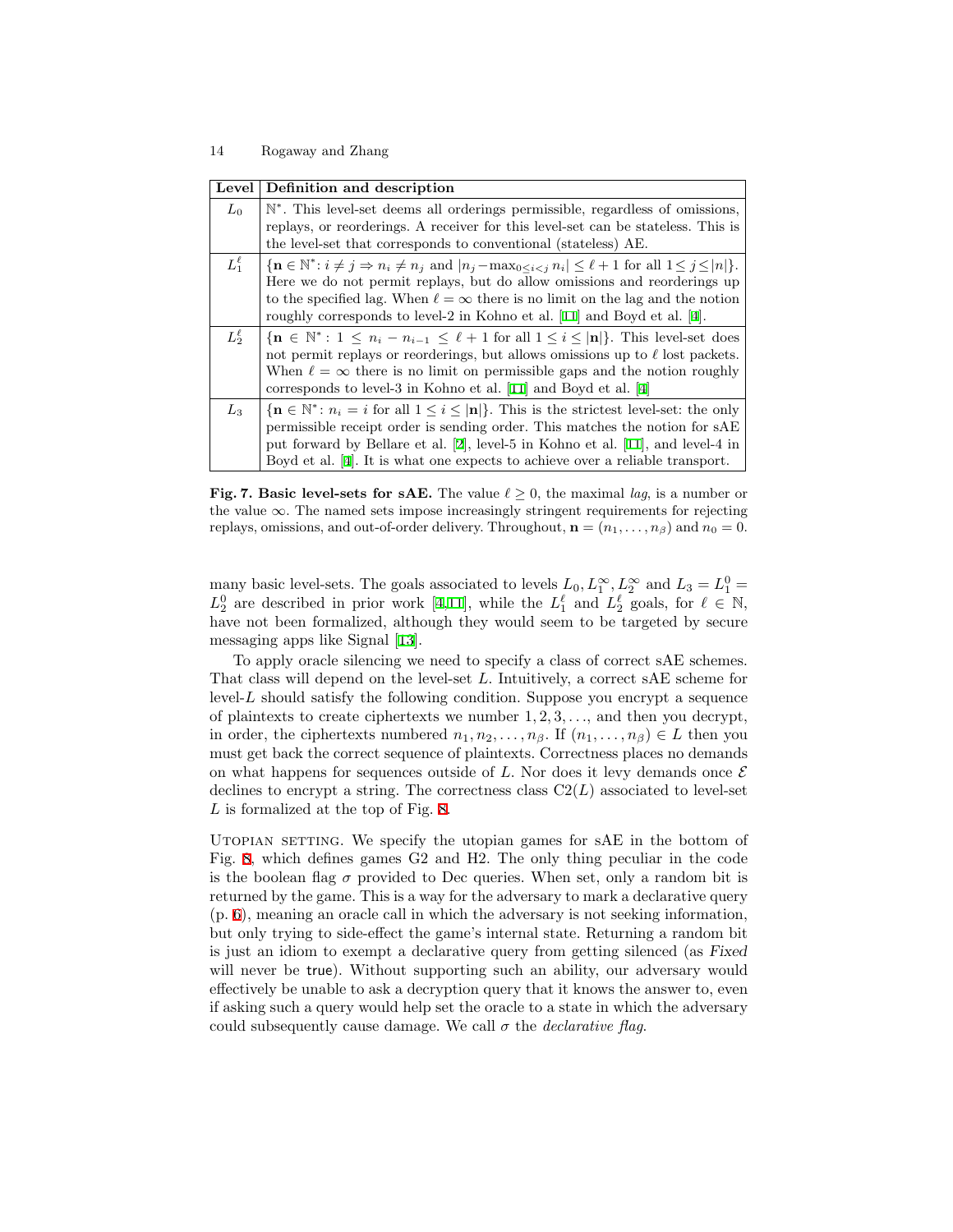| Level | Definition and description |
| --- | --- |
| $L_0$ | $\mathbb{N}^*$. This level-set deems all orderings permissible, regardless of omissions, replays, or reorderings. A receiver for this level-set can be stateless. This is the level-set that corresponds to conventional (stateless) AE. |
| $L_1^\ell$ | $\{\mathbf{n} \in \mathbb{N}^* \colon i \neq j \Rightarrow n_i \neq n_j \text{ and } \lvert n_j - \max_{0 \le i < j} n_i \rvert \le \ell + 1 \text{ for all } 1 \le j \le \lvert n \rvert\}$. Here we do not permit replays, but do allow omissions and reorderings up to the specified lag. When $\ell = \infty$ there is no limit on the lag and the notion roughly corresponds to level-2 in Kohno et al. [11] and Boyd et al. [4]. |
| $L_2^\ell$ | $\{\mathbf{n} \in \mathbb{N}^* \colon 1 \le n_i - n_{i-1} \le \ell + 1 \text{ for all } 1 \le i \le \lvert \mathbf{n} \rvert\}$. This level-set does not permit replays or reorderings, but allows omissions up to $\ell$ lost packets. When $\ell = \infty$ there is no limit on permissible gaps and the notion roughly corresponds to level-3 in Kohno et al. [11] and Boyd et al. [4] |
| $L_3$ | $\{\mathbf{n} \in \mathbb{N}^* \colon n_i = i \text{ for all } 1 \le i \le \lvert \mathbf{n} \rvert\}$. This is the strictest level-set: the only permissible receipt order is sending order. This matches the notion for sAE put forward by Bellare et al. [2], level-5 in Kohno et al. [11], and level-4 in Boyd et al. [4]. It is what one expects to achieve over a reliable transport. |

**Fig. 7. Basic level-sets for sAE.** The value $\ell \ge 0$, the maximal *lag*, is a number or the value $\infty$. The named sets impose increasingly stringent requirements for rejecting replays, omissions, and out-of-order delivery. Throughout, $\mathbf{n} = (n_1, \ldots, n_\beta)$ and $n_0 = 0$.

many basic level-sets. The goals associated to levels $L_0, L_1^\infty, L_2^\infty$ and $L_3 = L_1^0 = L_2^0$ are described in prior work [4,11], while the $L_1^\ell$ and $L_2^\ell$ goals, for $\ell \in \mathbb{N}$, have not been formalized, although they would seem to be targeted by secure messaging apps like Signal [13].

To apply oracle silencing we need to specify a class of correct sAE schemes. That class will depend on the level-set $L$. Intuitively, a correct sAE scheme for level-$L$ should satisfy the following condition. Suppose you encrypt a sequence of plaintexts to create ciphertexts we number $1, 2, 3, \ldots$, and then you decrypt, in order, the ciphertexts numbered $n_1, n_2, \ldots, n_\beta$. If $(n_1, \ldots, n_\beta) \in L$ then you must get back the correct sequence of plaintexts. Correctness places no demands on what happens for sequences outside of $L$. Nor does it levy demands once $\mathcal{E}$ declines to encrypt a string. The correctness class $\mathrm{C2}(L)$ associated to level-set $L$ is formalized at the top of Fig. 8.

Utopian setting. We specify the utopian games for sAE in the bottom of Fig. 8, which defines games G2 and H2. The only thing peculiar in the code is the boolean flag $\sigma$ provided to Dec queries. When set, only a random bit is returned by the game. This is a way for the adversary to mark a declarative query (p. 6), meaning an oracle call in which the adversary is not seeking information, but only trying to side-effect the game's internal state. Returning a random bit is just an idiom to exempt a declarative query from getting silenced (as *Fixed* will never be true). Without supporting such an ability, our adversary would effectively be unable to ask a decryption query that it knows the answer to, even if asking such a query would help set the oracle to a state in which the adversary could subsequently cause damage. We call $\sigma$ the *declarative flag*.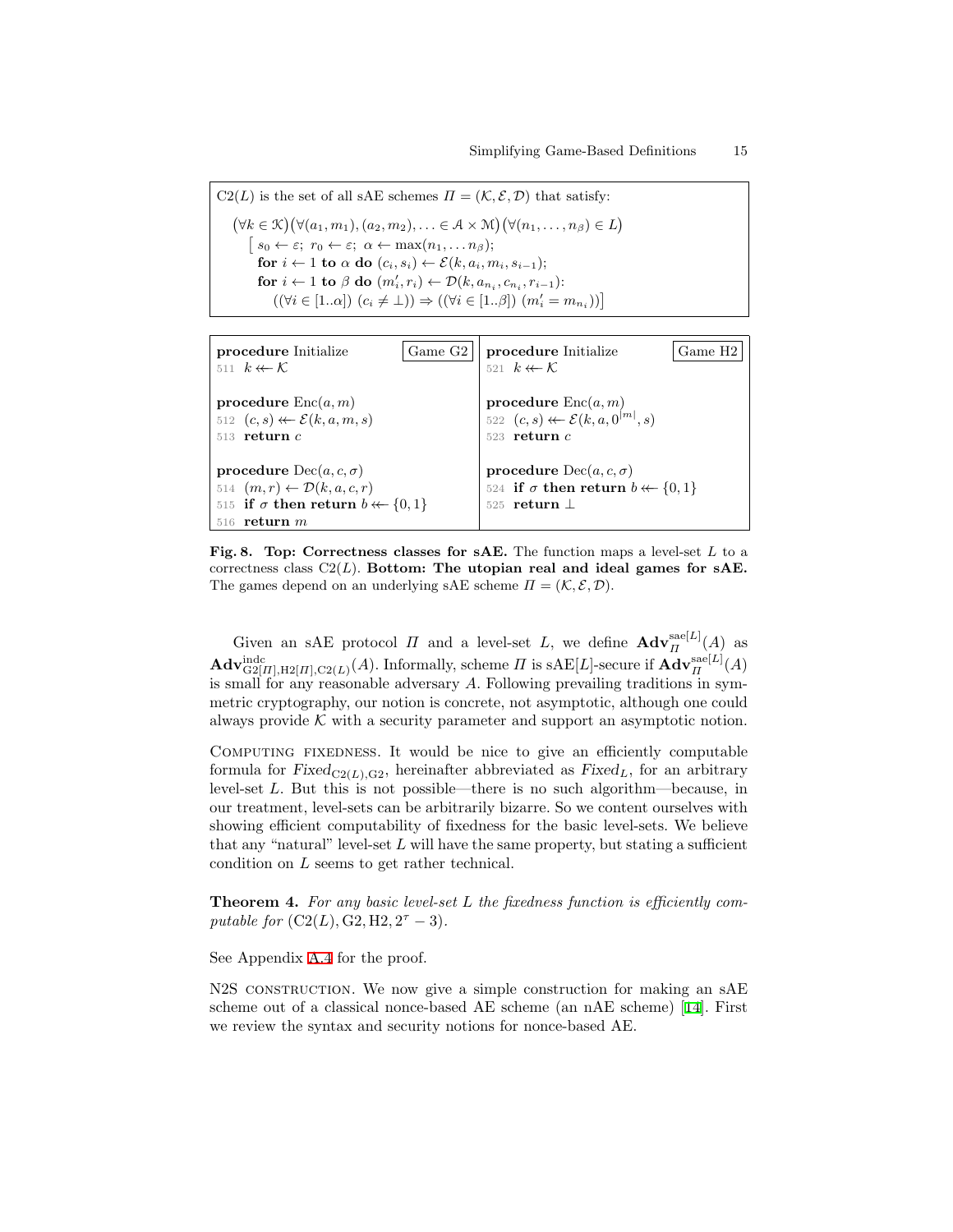$\mathrm{C2}(L)$ is the set of all sAE schemes $\Pi = (\mathcal{K}, \mathcal{E}, \mathcal{D})$ that satisfy:

$$\big(\forall k \in \mathcal{K}\big)\big(\forall (a_1, m_1), (a_2, m_2), \ldots \in \mathcal{A} \times \mathcal{M}\big)\big(\forall (n_1, \ldots, n_\beta) \in L\big)$$
$$\big[\; s_0 \leftarrow \varepsilon;\; r_0 \leftarrow \varepsilon;\; \alpha \leftarrow \max(n_1, \ldots n_\beta);$$
$$\textbf{for } i \leftarrow 1 \textbf{ to } \alpha \textbf{ do } (c_i, s_i) \leftarrow \mathcal{E}(k, a_i, m_i, s_{i-1});$$
$$\textbf{for } i \leftarrow 1 \textbf{ to } \beta \textbf{ do } (m'_i, r_i) \leftarrow \mathcal{D}(k, a_{n_i}, c_{n_i}, r_{i-1}):$$
$$((\forall i \in [1..\alpha])\ (c_i \neq \bot)) \Rightarrow ((\forall i \in [1..\beta])\ (m'_i = m_{n_i}))\big]$$

```
procedure Initialize                     Game G2
511  k ←← K

procedure Enc(a, m)
512  (c, s) ←← E(k, a, m, s)
513  return c

procedure Dec(a, c, σ)
514  (m, r) ← D(k, a, c, r)
515  if σ then return b ←← {0, 1}
516  return m
```

```
procedure Initialize                     Game H2
521  k ←← K

procedure Enc(a, m)
522  (c, s) ←← E(k, a, 0^|m|, s)
523  return c

procedure Dec(a, c, σ)
524  if σ then return b ←← {0, 1}
525  return ⊥
```

**Fig. 8. Top: Correctness classes for sAE.** The function maps a level-set $L$ to a correctness class $\mathrm{C2}(L)$. **Bottom: The utopian real and ideal games for sAE.** The games depend on an underlying sAE scheme $\Pi = (\mathcal{K}, \mathcal{E}, \mathcal{D})$.

Given an sAE protocol $\Pi$ and a level-set $L$, we define $\mathbf{Adv}^{\mathrm{sae}[L]}_{\Pi}(A)$ as $\mathbf{Adv}^{\mathrm{indc}}_{\mathrm{G2}[\Pi],\mathrm{H2}[\Pi],\mathrm{C2}(L)}(A)$. Informally, scheme $\Pi$ is sAE$[L]$-secure if $\mathbf{Adv}^{\mathrm{sae}[L]}_{\Pi}(A)$ is small for any reasonable adversary $A$. Following prevailing traditions in symmetric cryptography, our notion is concrete, not asymptotic, although one could always provide $\mathcal{K}$ with a security parameter and support an asymptotic notion.

Computing fixedness. It would be nice to give an efficiently computable formula for $\mathit{Fixed}_{\mathrm{C2}(L),\mathrm{G2}}$, hereinafter abbreviated as $\mathit{Fixed}_L$, for an arbitrary level-set $L$. But this is not possible—there is no such algorithm—because, in our treatment, level-sets can be arbitrarily bizarre. So we content ourselves with showing efficient computability of fixedness for the basic level-sets. We believe that any "natural" level-set $L$ will have the same property, but stating a sufficient condition on $L$ seems to get rather technical.

**Theorem 4.** *For any basic level-set $L$ the fixedness function is efficiently computable for $(\mathrm{C2}(L), \mathrm{G2}, \mathrm{H2}, 2^\tau - 3)$.*

See Appendix A.4 for the proof.

N2S construction. We now give a simple construction for making an sAE scheme out of a classical nonce-based AE scheme (an nAE scheme) [14]. First we review the syntax and security notions for nonce-based AE.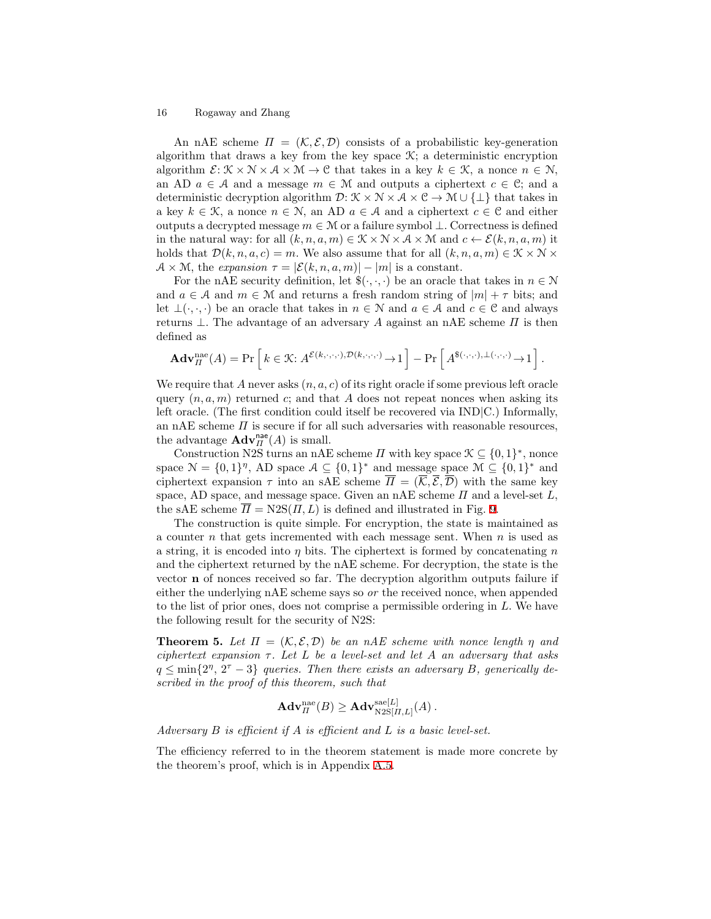An nAE scheme $\Pi = (\mathcal{K}, \mathcal{E}, \mathcal{D})$ consists of a probabilistic key-generation algorithm that draws a key from the key space $\mathcal{K}$; a deterministic encryption algorithm $\mathcal{E}\colon \mathcal{K} \times \mathcal{N} \times \mathcal{A} \times \mathcal{M} \to \mathcal{C}$ that takes in a key $k \in \mathcal{K}$, a nonce $n \in \mathcal{N}$, an AD $a \in \mathcal{A}$ and a message $m \in \mathcal{M}$ and outputs a ciphertext $c \in \mathcal{C}$; and a deterministic decryption algorithm $\mathcal{D}\colon \mathcal{K} \times \mathcal{N} \times \mathcal{A} \times \mathcal{C} \to \mathcal{M} \cup \{\bot\}$ that takes in a key $k \in \mathcal{K}$, a nonce $n \in \mathcal{N}$, an AD $a \in \mathcal{A}$ and a ciphertext $c \in \mathcal{C}$ and either outputs a decrypted message $m \in \mathcal{M}$ or a failure symbol $\bot$. Correctness is defined in the natural way: for all $(k, n, a, m) \in \mathcal{K} \times \mathcal{N} \times \mathcal{A} \times \mathcal{M}$ and $c \leftarrow \mathcal{E}(k, n, a, m)$ it holds that $\mathcal{D}(k, n, a, c) = m$. We also assume that for all $(k, n, a, m) \in \mathcal{K} \times \mathcal{N} \times \mathcal{A} \times \mathcal{M}$, the *expansion* $\tau = |\mathcal{E}(k, n, a, m)| - |m|$ is a constant.

For the nAE security definition, let $\$(\cdot,\cdot,\cdot)$ be an oracle that takes in $n \in \mathcal{N}$ and $a \in \mathcal{A}$ and $m \in \mathcal{M}$ and returns a fresh random string of $|m| + \tau$ bits; and let $\bot(\cdot,\cdot,\cdot)$ be an oracle that takes in $n \in \mathcal{N}$ and $a \in \mathcal{A}$ and $c \in \mathcal{C}$ and always returns $\bot$. The advantage of an adversary $A$ against an nAE scheme $\Pi$ is then defined as

$$\mathbf{Adv}_{\Pi}^{\mathrm{nae}}(A) = \Pr\left[\, k \in \mathcal{K}\colon A^{\mathcal{E}(k,\cdot,\cdot,\cdot),\mathcal{D}(k,\cdot,\cdot,\cdot)} \to 1 \,\right] - \Pr\left[\, A^{\$(\cdot,\cdot,\cdot),\bot(\cdot,\cdot,\cdot)} \to 1 \,\right].$$

We require that $A$ never asks $(n, a, c)$ of its right oracle if some previous left oracle query $(n, a, m)$ returned $c$; and that $A$ does not repeat nonces when asking its left oracle. (The first condition could itself be recovered via IND|C.) Informally, an nAE scheme $\Pi$ is secure if for all such adversaries with reasonable resources, the advantage $\mathbf{Adv}_{\Pi}^{\mathsf{nae}}(A)$ is small.

Construction N2S turns an nAE scheme $\Pi$ with key space $\mathcal{K} \subseteq \{0,1\}^*$, nonce space $\mathcal{N} = \{0,1\}^\eta$, AD space $\mathcal{A} \subseteq \{0,1\}^*$ and message space $\mathcal{M} \subseteq \{0,1\}^*$ and ciphertext expansion $\tau$ into an sAE scheme $\overline{\Pi} = (\overline{\mathcal{K}}, \overline{\mathcal{E}}, \overline{\mathcal{D}})$ with the same key space, AD space, and message space. Given an nAE scheme $\Pi$ and a level-set $L$, the sAE scheme $\overline{\Pi} = \mathrm{N2S}(\Pi, L)$ is defined and illustrated in Fig. 9.

The construction is quite simple. For encryption, the state is maintained as a counter $n$ that gets incremented with each message sent. When $n$ is used as a string, it is encoded into $\eta$ bits. The ciphertext is formed by concatenating $n$ and the ciphertext returned by the nAE scheme. For decryption, the state is the vector $\mathbf{n}$ of nonces received so far. The decryption algorithm outputs failure if either the underlying nAE scheme says so *or* the received nonce, when appended to the list of prior ones, does not comprise a permissible ordering in $L$. We have the following result for the security of N2S:

**Theorem 5.** *Let $\Pi = (\mathcal{K}, \mathcal{E}, \mathcal{D})$ be an nAE scheme with nonce length $\eta$ and ciphertext expansion $\tau$. Let $L$ be a level-set and let $A$ an adversary that asks $q \le \min\{2^\eta,\, 2^\tau - 3\}$ queries. Then there exists an adversary $B$, generically described in the proof of this theorem, such that*

$$\mathbf{Adv}_{\Pi}^{\mathrm{nae}}(B) \ge \mathbf{Adv}_{\mathrm{N2S}[\Pi,L]}^{\mathrm{sae}[L]}(A)\,.$$

*Adversary $B$ is efficient if $A$ is efficient and $L$ is a basic level-set.*

The efficiency referred to in the theorem statement is made more concrete by the theorem's proof, which is in Appendix A.5.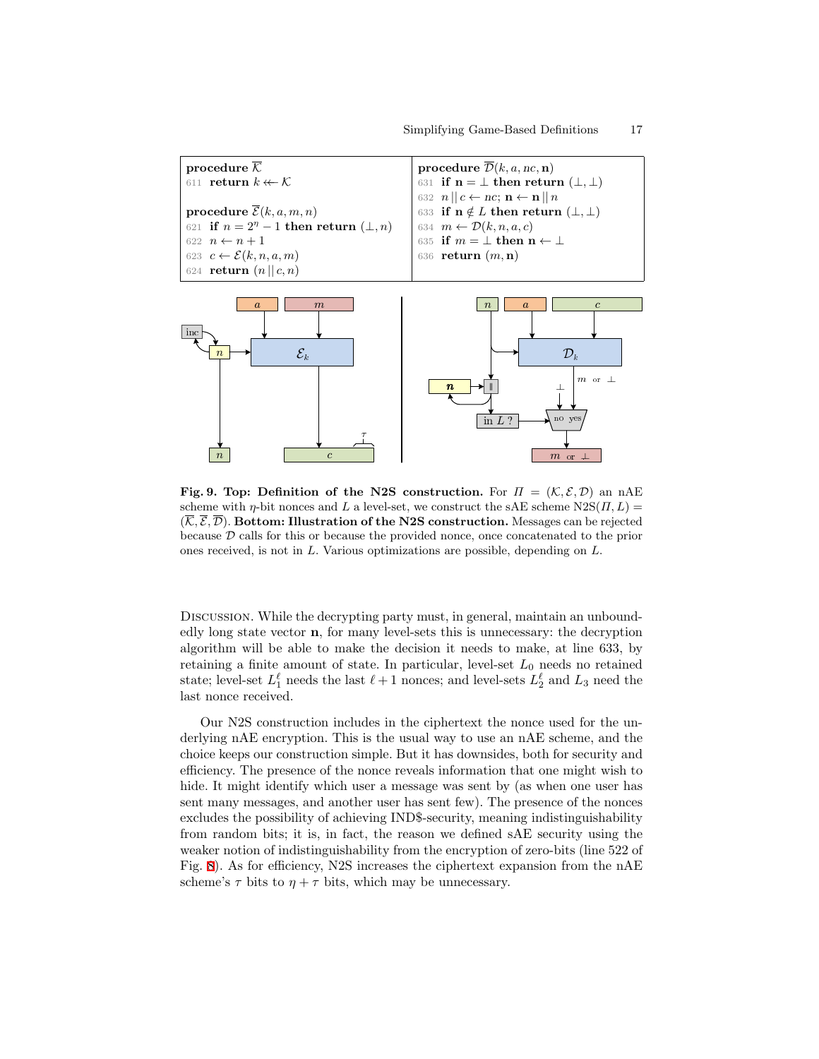```
procedure K̄
611 return k ↞ K

procedure Ē(k, a, m, n)
621 if n = 2^η − 1 then return (⊥, n)
622 n ← n + 1
623 c ← E(k, n, a, m)
624 return (n || c, n)
```

```
procedure D̄(k, a, nc, 𝐧)
631 if 𝐧 = ⊥ then return (⊥, ⊥)
632 n || c ← nc; 𝐧 ← 𝐧 || n
633 if 𝐧 ∉ L then return (⊥, ⊥)
634 m ← D(k, n, a, c)
635 if m = ⊥ then 𝐧 ← ⊥
636 return (m, 𝐧)
```

**Fig. 9. Top: Definition of the N2S construction.** For $\Pi = (\mathcal{K}, \mathcal{E}, \mathcal{D})$ an nAE scheme with $\eta$-bit nonces and $L$ a level-set, we construct the sAE scheme $\text{N2S}(\Pi, L) = (\overline{\mathcal{K}}, \overline{\mathcal{E}}, \overline{\mathcal{D}})$. **Bottom: Illustration of the N2S construction.** Messages can be rejected because $\mathcal{D}$ calls for this or because the provided nonce, once concatenated to the prior ones received, is not in $L$. Various optimizations are possible, depending on $L$.

Discussion. While the decrypting party must, in general, maintain an unboundedly long state vector $\mathbf{n}$, for many level-sets this is unnecessary: the decryption algorithm will be able to make the decision it needs to make, at line 633, by retaining a finite amount of state. In particular, level-set $L_0$ needs no retained state; level-set $L_1^\ell$ needs the last $\ell + 1$ nonces; and level-sets $L_2^\ell$ and $L_3$ need the last nonce received.

Our N2S construction includes in the ciphertext the nonce used for the underlying nAE encryption. This is the usual way to use an nAE scheme, and the choice keeps our construction simple. But it has downsides, both for security and efficiency. The presence of the nonce reveals information that one might wish to hide. It might identify which user a message was sent by (as when one user has sent many messages, and another user has sent few). The presence of the nonces excludes the possibility of achieving IND\$-security, meaning indistinguishability from random bits; it is, in fact, the reason we defined sAE security using the weaker notion of indistinguishability from the encryption of zero-bits (line 522 of Fig. 8). As for efficiency, N2S increases the ciphertext expansion from the nAE scheme's $\tau$ bits to $\eta + \tau$ bits, which may be unnecessary.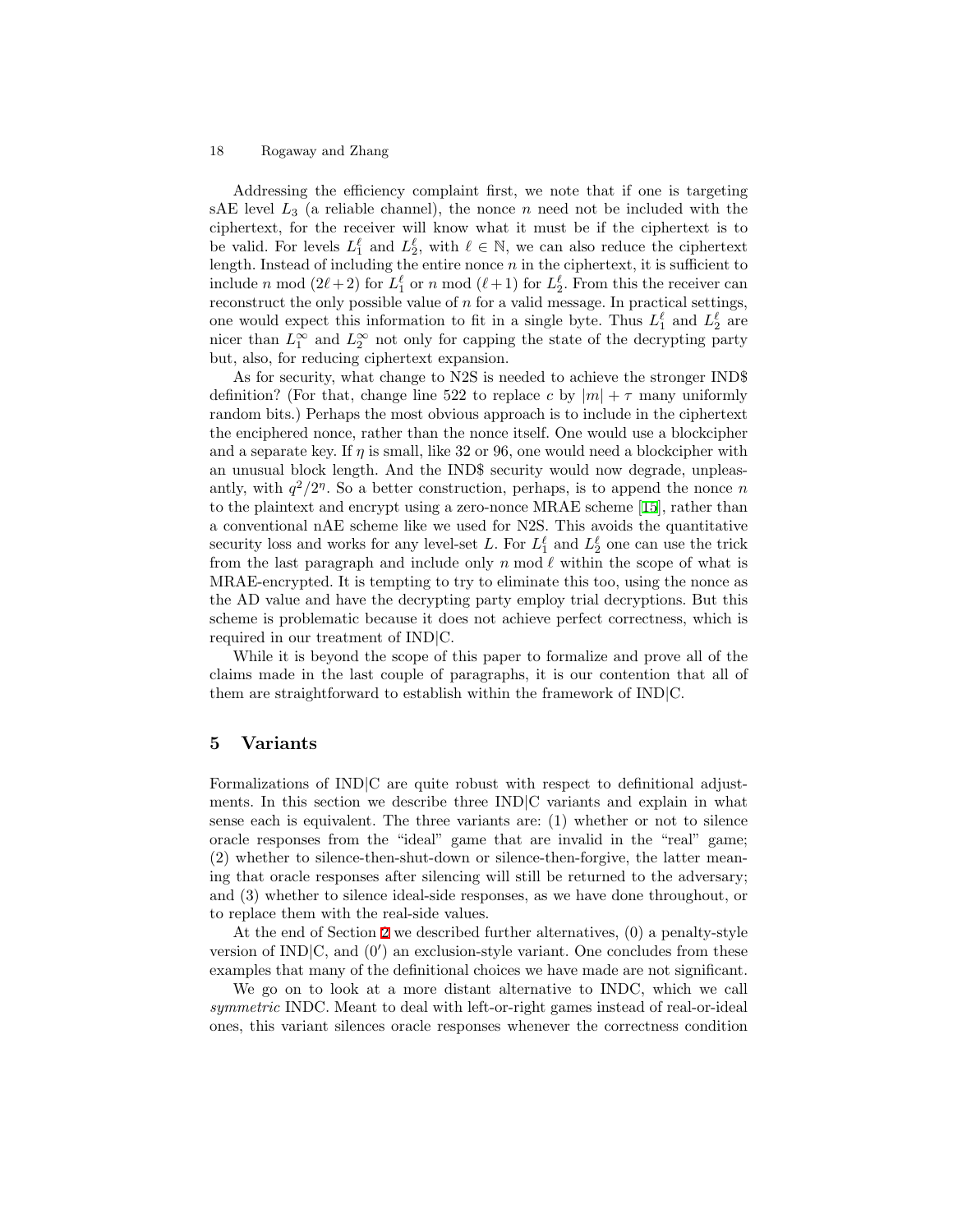Addressing the efficiency complaint first, we note that if one is targeting sAE level $L_3$ (a reliable channel), the nonce $n$ need not be included with the ciphertext, for the receiver will know what it must be if the ciphertext is to be valid. For levels $L_1^\ell$ and $L_2^\ell$, with $\ell \in \mathbb{N}$, we can also reduce the ciphertext length. Instead of including the entire nonce $n$ in the ciphertext, it is sufficient to include $n \bmod (2\ell+2)$ for $L_1^\ell$ or $n \bmod (\ell+1)$ for $L_2^\ell$. From this the receiver can reconstruct the only possible value of $n$ for a valid message. In practical settings, one would expect this information to fit in a single byte. Thus $L_1^\ell$ and $L_2^\ell$ are nicer than $L_1^\infty$ and $L_2^\infty$ not only for capping the state of the decrypting party but, also, for reducing ciphertext expansion.

As for security, what change to N2S is needed to achieve the stronger IND$ definition? (For that, change line 522 to replace $c$ by $|m|+\tau$ many uniformly random bits.) Perhaps the most obvious approach is to include in the ciphertext the enciphered nonce, rather than the nonce itself. One would use a blockcipher and a separate key. If $\eta$ is small, like 32 or 96, one would need a blockcipher with an unusual block length. And the IND$ security would now degrade, unpleasantly, with $q^2/2^\eta$. So a better construction, perhaps, is to append the nonce $n$ to the plaintext and encrypt using a zero-nonce MRAE scheme [15], rather than a conventional nAE scheme like we used for N2S. This avoids the quantitative security loss and works for any level-set $L$. For $L_1^\ell$ and $L_2^\ell$ one can use the trick from the last paragraph and include only $n \bmod \ell$ within the scope of what is MRAE-encrypted. It is tempting to try to eliminate this too, using the nonce as the AD value and have the decrypting party employ trial decryptions. But this scheme is problematic because it does not achieve perfect correctness, which is required in our treatment of IND|C.

While it is beyond the scope of this paper to formalize and prove all of the claims made in the last couple of paragraphs, it is our contention that all of them are straightforward to establish within the framework of IND|C.

## 5 Variants

Formalizations of IND|C are quite robust with respect to definitional adjustments. In this section we describe three IND|C variants and explain in what sense each is equivalent. The three variants are: (1) whether or not to silence oracle responses from the "ideal" game that are invalid in the "real" game; (2) whether to silence-then-shut-down or silence-then-forgive, the latter meaning that oracle responses after silencing will still be returned to the adversary; and (3) whether to silence ideal-side responses, as we have done throughout, or to replace them with the real-side values.

At the end of Section 2 we described further alternatives, (0) a penalty-style version of IND|C, and (0′) an exclusion-style variant. One concludes from these examples that many of the definitional choices we have made are not significant.

We go on to look at a more distant alternative to INDC, which we call *symmetric* INDC. Meant to deal with left-or-right games instead of real-or-ideal ones, this variant silences oracle responses whenever the correctness condition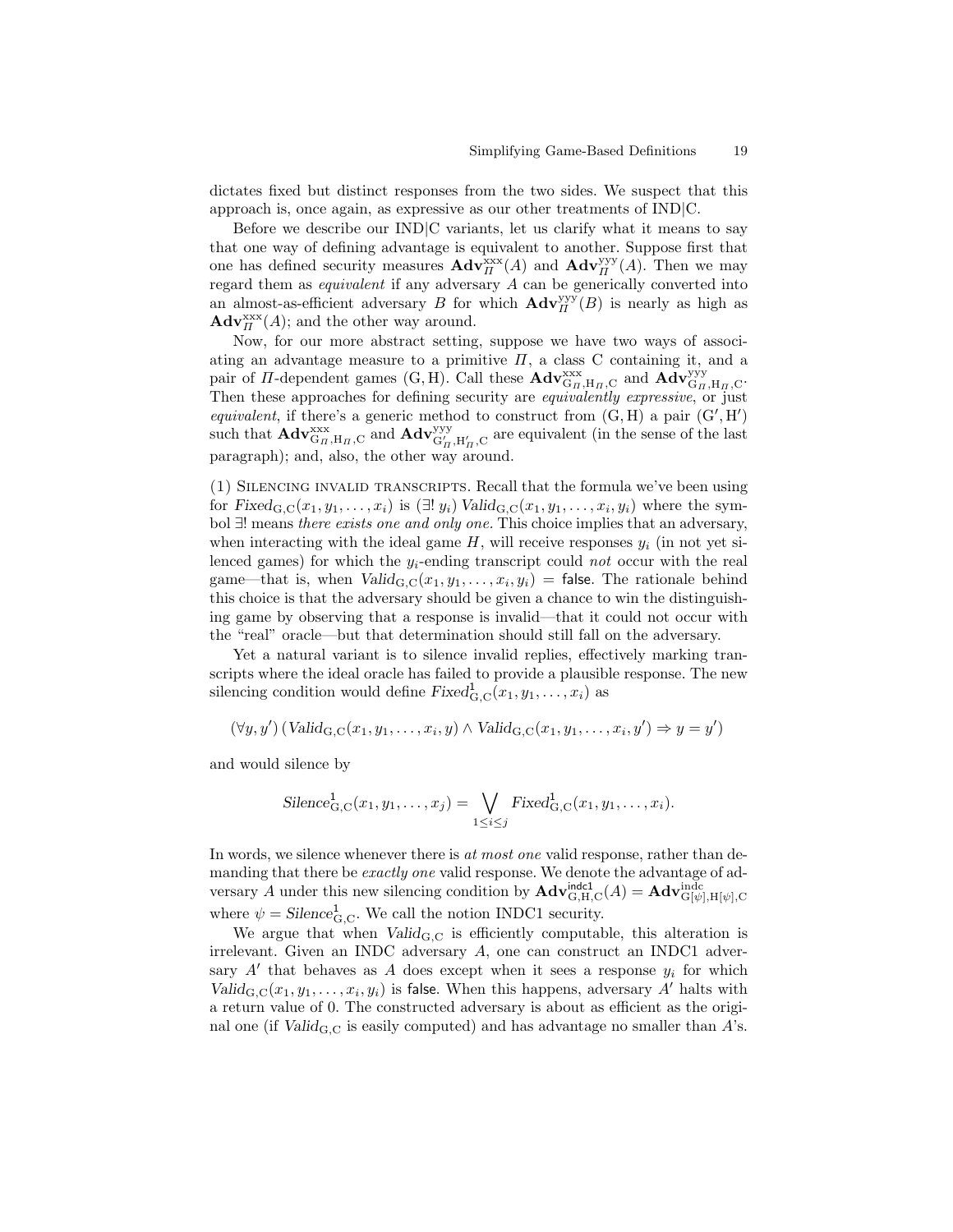dictates fixed but distinct responses from the two sides. We suspect that this approach is, once again, as expressive as our other treatments of IND|C.

Before we describe our IND|C variants, let us clarify what it means to say that one way of defining advantage is equivalent to another. Suppose first that one has defined security measures $\mathbf{Adv}^{\mathrm{xxx}}_{\Pi}(A)$ and $\mathbf{Adv}^{\mathrm{yyy}}_{\Pi}(A)$. Then we may regard them as *equivalent* if any adversary $A$ can be generically converted into an almost-as-efficient adversary $B$ for which $\mathbf{Adv}^{\mathrm{yyy}}_{\Pi}(B)$ is nearly as high as $\mathbf{Adv}^{\mathrm{xxx}}_{\Pi}(A)$; and the other way around.

Now, for our more abstract setting, suppose we have two ways of associating an advantage measure to a primitive $\Pi$, a class C containing it, and a pair of $\Pi$-dependent games $(\mathrm{G},\mathrm{H})$. Call these $\mathbf{Adv}^{\mathrm{xxx}}_{\mathrm{G}_\Pi,\mathrm{H}_\Pi,\mathrm{C}}$ and $\mathbf{Adv}^{\mathrm{yyy}}_{\mathrm{G}_\Pi,\mathrm{H}_\Pi,\mathrm{C}}$. Then these approaches for defining security are *equivalently expressive*, or just *equivalent*, if there's a generic method to construct from $(\mathrm{G},\mathrm{H})$ a pair $(\mathrm{G}',\mathrm{H}')$ such that $\mathbf{Adv}^{\mathrm{xxx}}_{\mathrm{G}_\Pi,\mathrm{H}_\Pi,\mathrm{C}}$ and $\mathbf{Adv}^{\mathrm{yyy}}_{\mathrm{G}'_\Pi,\mathrm{H}'_\Pi,\mathrm{C}}$ are equivalent (in the sense of the last paragraph); and, also, the other way around.

(1) Silencing invalid transcripts. Recall that the formula we've been using for $\mathit{Fixed}_{\mathrm{G,C}}(x_1, y_1, \ldots, x_i)$ is $(\exists!\ y_i)\ \mathit{Valid}_{\mathrm{G,C}}(x_1, y_1, \ldots, x_i, y_i)$ where the symbol $\exists!$ means *there exists one and only one.* This choice implies that an adversary, when interacting with the ideal game $H$, will receive responses $y_i$ (in not yet silenced games) for which the $y_i$-ending transcript could *not* occur with the real game—that is, when $\mathit{Valid}_{\mathrm{G,C}}(x_1, y_1, \ldots, x_i, y_i) = \mathsf{false}$. The rationale behind this choice is that the adversary should be given a chance to win the distinguishing game by observing that a response is invalid—that it could not occur with the "real" oracle—but that determination should still fall on the adversary.

Yet a natural variant is to silence invalid replies, effectively marking transcripts where the ideal oracle has failed to provide a plausible response. The new silencing condition would define $\mathit{Fixed}^{\mathsf{1}}_{\mathrm{G,C}}(x_1, y_1, \ldots, x_i)$ as

$$(\forall y, y')\ (\mathit{Valid}_{\mathrm{G,C}}(x_1, y_1, \ldots, x_i, y) \wedge \mathit{Valid}_{\mathrm{G,C}}(x_1, y_1, \ldots, x_i, y') \Rightarrow y = y')$$

and would silence by

$$\mathit{Silence}^{\mathsf{1}}_{\mathrm{G,C}}(x_1, y_1, \ldots, x_j) = \bigvee_{1 \le i \le j} \mathit{Fixed}^{\mathsf{1}}_{\mathrm{G,C}}(x_1, y_1, \ldots, x_i).$$

In words, we silence whenever there is *at most one* valid response, rather than demanding that there be *exactly one* valid response. We denote the advantage of adversary $A$ under this new silencing condition by $\mathbf{Adv}^{\mathsf{indc1}}_{\mathrm{G,H,C}}(A) = \mathbf{Adv}^{\mathrm{indc}}_{\mathrm{G}[\psi],\mathrm{H}[\psi],\mathrm{C}}$ where $\psi = \mathit{Silence}^{\mathsf{1}}_{\mathrm{G,C}}$. We call the notion INDC1 security.

We argue that when $\mathit{Valid}_{\mathrm{G,C}}$ is efficiently computable, this alteration is irrelevant. Given an INDC adversary $A$, one can construct an INDC1 adversary $A'$ that behaves as $A$ does except when it sees a response $y_i$ for which $\mathit{Valid}_{\mathrm{G,C}}(x_1, y_1, \ldots, x_i, y_i)$ is $\mathsf{false}$. When this happens, adversary $A'$ halts with a return value of 0. The constructed adversary is about as efficient as the original one (if $\mathit{Valid}_{\mathrm{G,C}}$ is easily computed) and has advantage no smaller than $A$'s.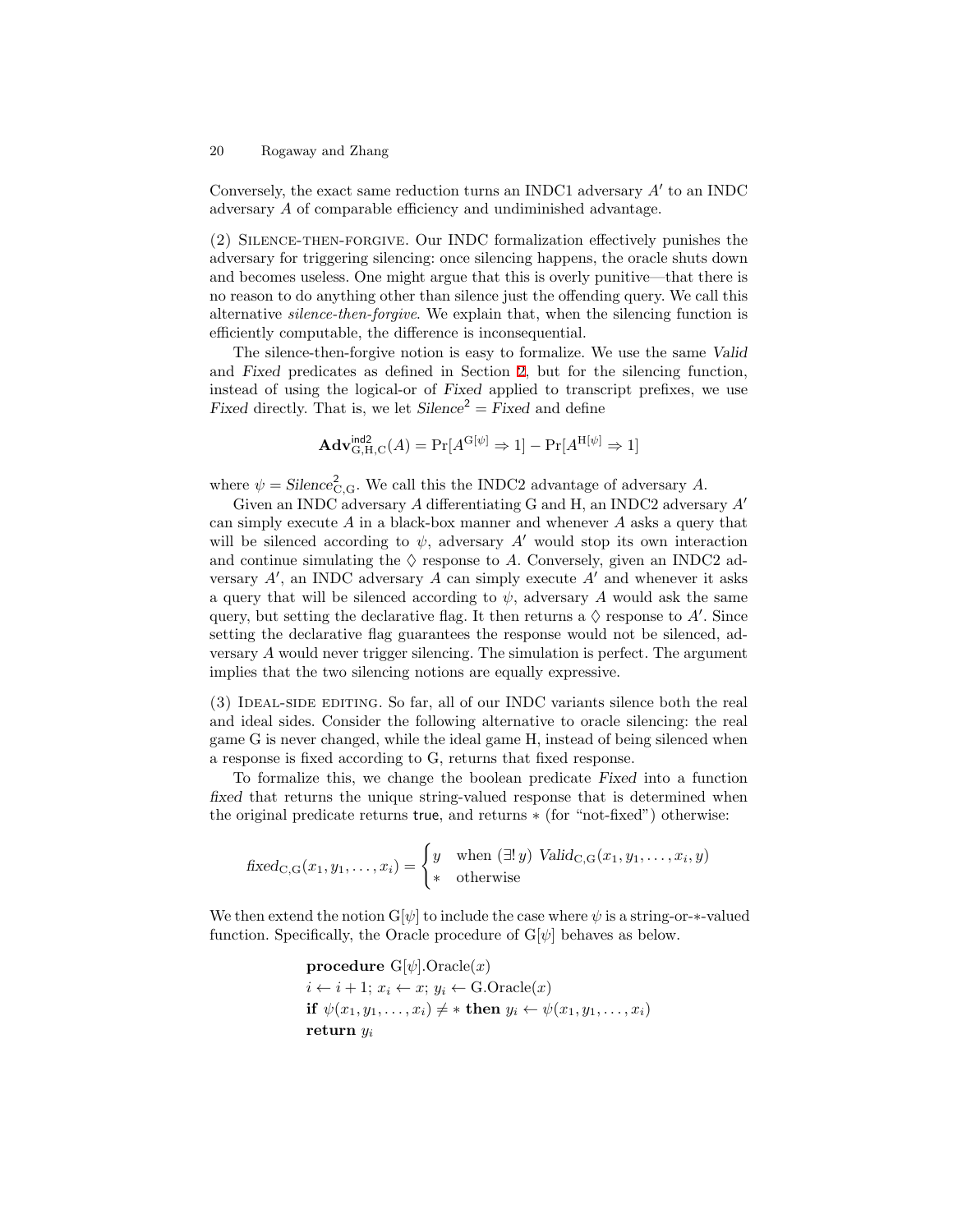Conversely, the exact same reduction turns an INDC1 adversary $A'$ to an INDC adversary $A$ of comparable efficiency and undiminished advantage.

(2) Silence-then-forgive. Our INDC formalization effectively punishes the adversary for triggering silencing: once silencing happens, the oracle shuts down and becomes useless. One might argue that this is overly punitive—that there is no reason to do anything other than silence just the offending query. We call this alternative *silence-then-forgive*. We explain that, when the silencing function is efficiently computable, the difference is inconsequential.

The silence-then-forgive notion is easy to formalize. We use the same *Valid* and *Fixed* predicates as defined in Section 2, but for the silencing function, instead of using the logical-or of *Fixed* applied to transcript prefixes, we use *Fixed* directly. That is, we let $\mathit{Silence}^2 = \mathit{Fixed}$ and define

$$\mathbf{Adv}^{\mathsf{ind2}}_{\mathrm{G,H,C}}(A) = \Pr[A^{\mathrm{G}[\psi]} \Rightarrow 1] - \Pr[A^{\mathrm{H}[\psi]} \Rightarrow 1]$$

where $\psi = \mathit{Silence}^2_{\mathrm{C,G}}$. We call this the INDC2 advantage of adversary $A$.

Given an INDC adversary $A$ differentiating G and H, an INDC2 adversary $A'$ can simply execute $A$ in a black-box manner and whenever $A$ asks a query that will be silenced according to $\psi$, adversary $A'$ would stop its own interaction and continue simulating the $\Diamond$ response to $A$. Conversely, given an INDC2 adversary $A'$, an INDC adversary $A$ can simply execute $A'$ and whenever it asks a query that will be silenced according to $\psi$, adversary $A$ would ask the same query, but setting the declarative flag. It then returns a $\Diamond$ response to $A'$. Since setting the declarative flag guarantees the response would not be silenced, adversary $A$ would never trigger silencing. The simulation is perfect. The argument implies that the two silencing notions are equally expressive.

(3) Ideal-side editing. So far, all of our INDC variants silence both the real and ideal sides. Consider the following alternative to oracle silencing: the real game G is never changed, while the ideal game H, instead of being silenced when a response is fixed according to G, returns that fixed response.

To formalize this, we change the boolean predicate *Fixed* into a function *fixed* that returns the unique string-valued response that is determined when the original predicate returns true, and returns $*$ (for "not-fixed") otherwise:

$$\mathit{fixed}_{\mathrm{C,G}}(x_1, y_1, \ldots, x_i) = \begin{cases} y & \text{when } (\exists!\, y)\ \mathit{Valid}_{\mathrm{C,G}}(x_1, y_1, \ldots, x_i, y) \\ * & \text{otherwise} \end{cases}$$

We then extend the notion $\mathrm{G}[\psi]$ to include the case where $\psi$ is a string-or-$*$-valued function. Specifically, the Oracle procedure of $\mathrm{G}[\psi]$ behaves as below.

$$
\begin{array}{l}
\textbf{procedure } \mathrm{G}[\psi].\mathrm{Oracle}(x) \\
i \leftarrow i+1;\ x_i \leftarrow x;\ y_i \leftarrow \mathrm{G}.\mathrm{Oracle}(x) \\
\textbf{if } \psi(x_1, y_1, \ldots, x_i) \neq * \textbf{ then } y_i \leftarrow \psi(x_1, y_1, \ldots, x_i) \\
\textbf{return } y_i
\end{array}
$$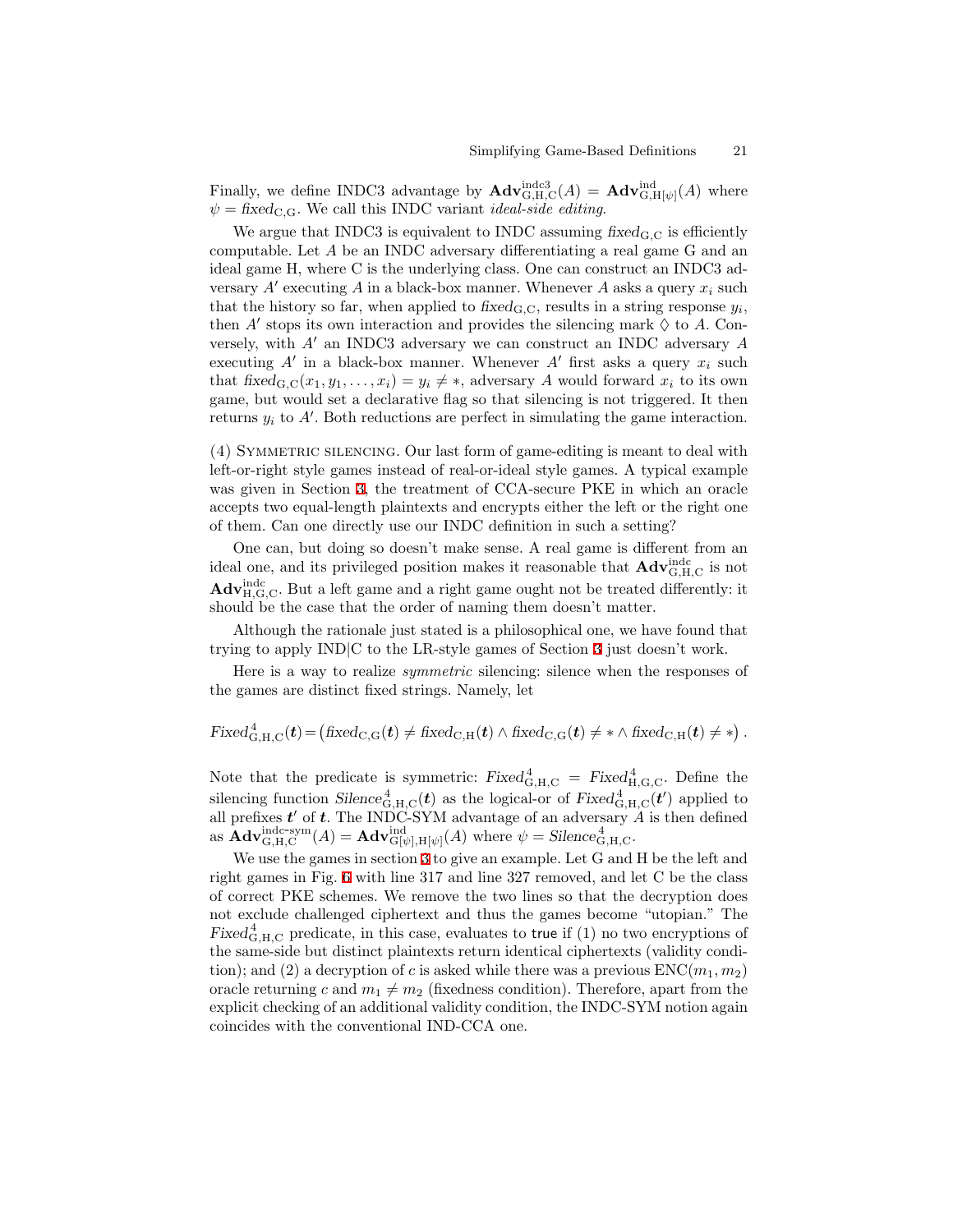Finally, we define INDC3 advantage by $\mathbf{Adv}^{\text{indc3}}_{\mathrm{G,H,C}}(A) = \mathbf{Adv}^{\text{ind}}_{\mathrm{G,H}[\psi]}(A)$ where $\psi = \mathit{fixed}_{\mathrm{C,G}}$. We call this INDC variant *ideal-side editing.*

We argue that INDC3 is equivalent to INDC assuming $\mathit{fixed}_{\mathrm{G,C}}$ is efficiently computable. Let $A$ be an INDC adversary differentiating a real game G and an ideal game H, where C is the underlying class. One can construct an INDC3 adversary $A'$ executing $A$ in a black-box manner. Whenever $A$ asks a query $x_i$ such that the history so far, when applied to $\mathit{fixed}_{\mathrm{G,C}}$, results in a string response $y_i$, then $A'$ stops its own interaction and provides the silencing mark $\Diamond$ to $A$. Conversely, with $A'$ an INDC3 adversary we can construct an INDC adversary $A$ executing $A'$ in a black-box manner. Whenever $A'$ first asks a query $x_i$ such that $\mathit{fixed}_{\mathrm{G,C}}(x_1, y_1, \ldots, x_i) = y_i \neq *$, adversary $A$ would forward $x_i$ to its own game, but would set a declarative flag so that silencing is not triggered. It then returns $y_i$ to $A'$. Both reductions are perfect in simulating the game interaction.

(4) Symmetric silencing. Our last form of game-editing is meant to deal with left-or-right style games instead of real-or-ideal style games. A typical example was given in Section 3, the treatment of CCA-secure PKE in which an oracle accepts two equal-length plaintexts and encrypts either the left or the right one of them. Can one directly use our INDC definition in such a setting?

One can, but doing so doesn't make sense. A real game is different from an ideal one, and its privileged position makes it reasonable that $\mathbf{Adv}^{\text{indc}}_{\mathrm{G,H,C}}$ is not $\mathbf{Adv}^{\text{indc}}_{\mathrm{H,G,C}}$. But a left game and a right game ought not be treated differently: it should be the case that the order of naming them doesn't matter.

Although the rationale just stated is a philosophical one, we have found that trying to apply IND|C to the LR-style games of Section 3 just doesn't work.

Here is a way to realize *symmetric* silencing: silence when the responses of the games are distinct fixed strings. Namely, let

$$\mathit{Fixed}^4_{\mathrm{G,H,C}}(\boldsymbol{t}) = \big(\mathit{fixed}_{\mathrm{C,G}}(\boldsymbol{t}) \neq \mathit{fixed}_{\mathrm{C,H}}(\boldsymbol{t}) \wedge \mathit{fixed}_{\mathrm{C,G}}(\boldsymbol{t}) \neq * \wedge \mathit{fixed}_{\mathrm{C,H}}(\boldsymbol{t}) \neq *\big)\,.$$

Note that the predicate is symmetric: $\mathit{Fixed}^4_{\mathrm{G,H,C}} = \mathit{Fixed}^4_{\mathrm{H,G,C}}$. Define the silencing function $\mathit{Silence}^4_{\mathrm{G,H,C}}(\boldsymbol{t})$ as the logical-or of $\mathit{Fixed}^4_{\mathrm{G,H,C}}(\boldsymbol{t}')$ applied to all prefixes $\boldsymbol{t}'$ of $\boldsymbol{t}$. The INDC-SYM advantage of an adversary $A$ is then defined as $\mathbf{Adv}^{\text{indc-sym}}_{\mathrm{G,H,C}}(A) = \mathbf{Adv}^{\text{ind}}_{\mathrm{G}[\psi],\mathrm{H}[\psi]}(A)$ where $\psi = \mathit{Silence}^4_{\mathrm{G,H,C}}$.

We use the games in section 3 to give an example. Let G and H be the left and right games in Fig. 6 with line 317 and line 327 removed, and let C be the class of correct PKE schemes. We remove the two lines so that the decryption does not exclude challenged ciphertext and thus the games become "utopian." The $\mathit{Fixed}^4_{\mathrm{G,H,C}}$ predicate, in this case, evaluates to true if (1) no two encryptions of the same-side but distinct plaintexts return identical ciphertexts (validity condition); and (2) a decryption of $c$ is asked while there was a previous $\mathrm{ENC}(m_1, m_2)$ oracle returning $c$ and $m_1 \neq m_2$ (fixedness condition). Therefore, apart from the explicit checking of an additional validity condition, the INDC-SYM notion again coincides with the conventional IND-CCA one.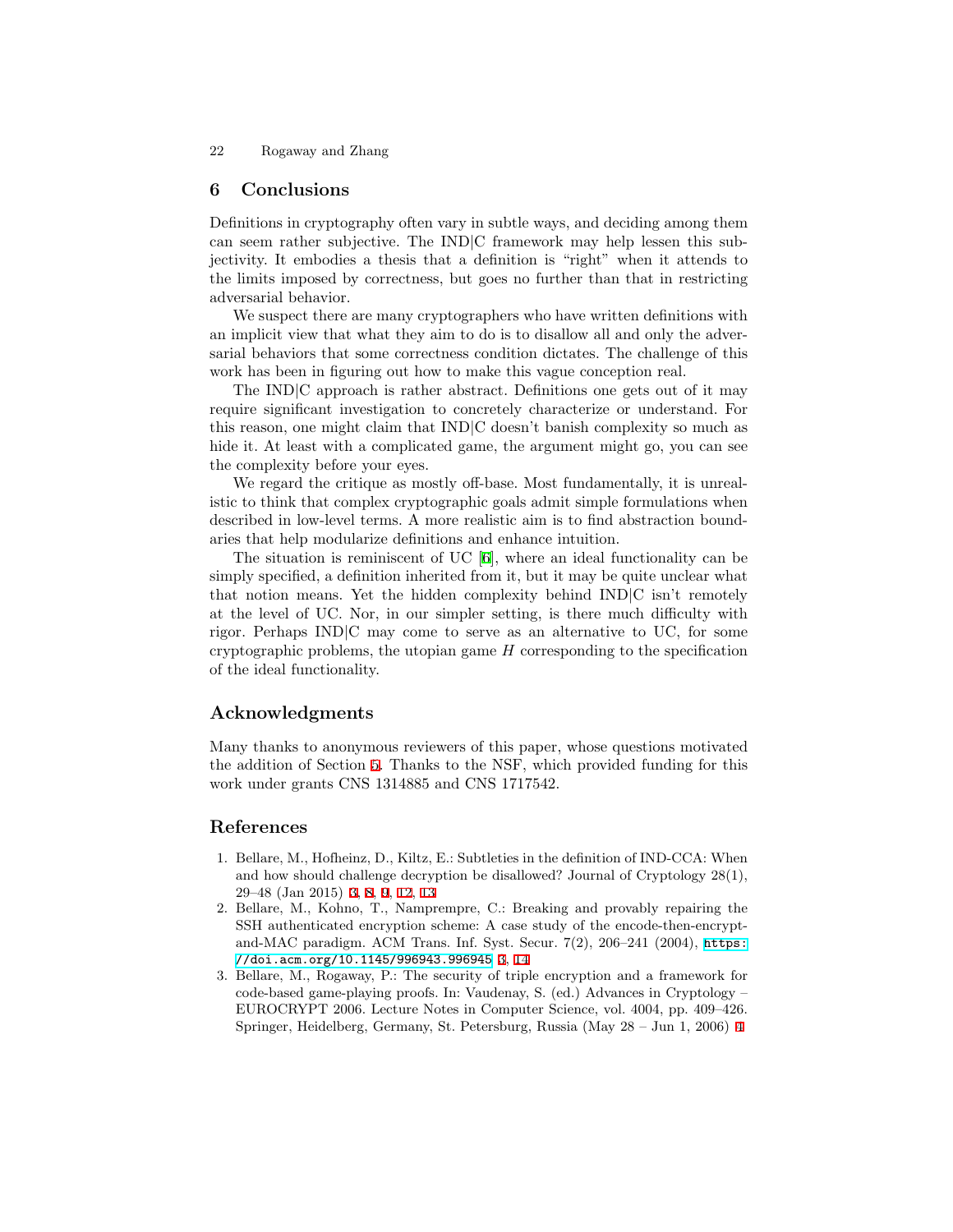## 6 Conclusions

Definitions in cryptography often vary in subtle ways, and deciding among them can seem rather subjective. The IND|C framework may help lessen this subjectivity. It embodies a thesis that a definition is "right" when it attends to the limits imposed by correctness, but goes no further than that in restricting adversarial behavior.

We suspect there are many cryptographers who have written definitions with an implicit view that what they aim to do is to disallow all and only the adversarial behaviors that some correctness condition dictates. The challenge of this work has been in figuring out how to make this vague conception real.

The IND|C approach is rather abstract. Definitions one gets out of it may require significant investigation to concretely characterize or understand. For this reason, one might claim that IND|C doesn't banish complexity so much as hide it. At least with a complicated game, the argument might go, you can see the complexity before your eyes.

We regard the critique as mostly off-base. Most fundamentally, it is unrealistic to think that complex cryptographic goals admit simple formulations when described in low-level terms. A more realistic aim is to find abstraction boundaries that help modularize definitions and enhance intuition.

The situation is reminiscent of UC [6], where an ideal functionality can be simply specified, a definition inherited from it, but it may be quite unclear what that notion means. Yet the hidden complexity behind IND|C isn't remotely at the level of UC. Nor, in our simpler setting, is there much difficulty with rigor. Perhaps IND|C may come to serve as an alternative to UC, for some cryptographic problems, the utopian game $H$ corresponding to the specification of the ideal functionality.

## Acknowledgments

Many thanks to anonymous reviewers of this paper, whose questions motivated the addition of Section 5. Thanks to the NSF, which provided funding for this work under grants CNS 1314885 and CNS 1717542.

## References

1. Bellare, M., Hofheinz, D., Kiltz, E.: Subtleties in the definition of IND-CCA: When and how should challenge decryption be disallowed? Journal of Cryptology 28(1), 29–48 (Jan 2015) 3, 8, 9, 12, 13
2. Bellare, M., Kohno, T., Namprempre, C.: Breaking and provably repairing the SSH authenticated encryption scheme: A case study of the encode-then-encrypt-and-MAC paradigm. ACM Trans. Inf. Syst. Secur. 7(2), 206–241 (2004), https://doi.acm.org/10.1145/996943.996945 3, 14
3. Bellare, M., Rogaway, P.: The security of triple encryption and a framework for code-based game-playing proofs. In: Vaudenay, S. (ed.) Advances in Cryptology – EUROCRYPT 2006. Lecture Notes in Computer Science, vol. 4004, pp. 409–426. Springer, Heidelberg, Germany, St. Petersburg, Russia (May 28 – Jun 1, 2006) 4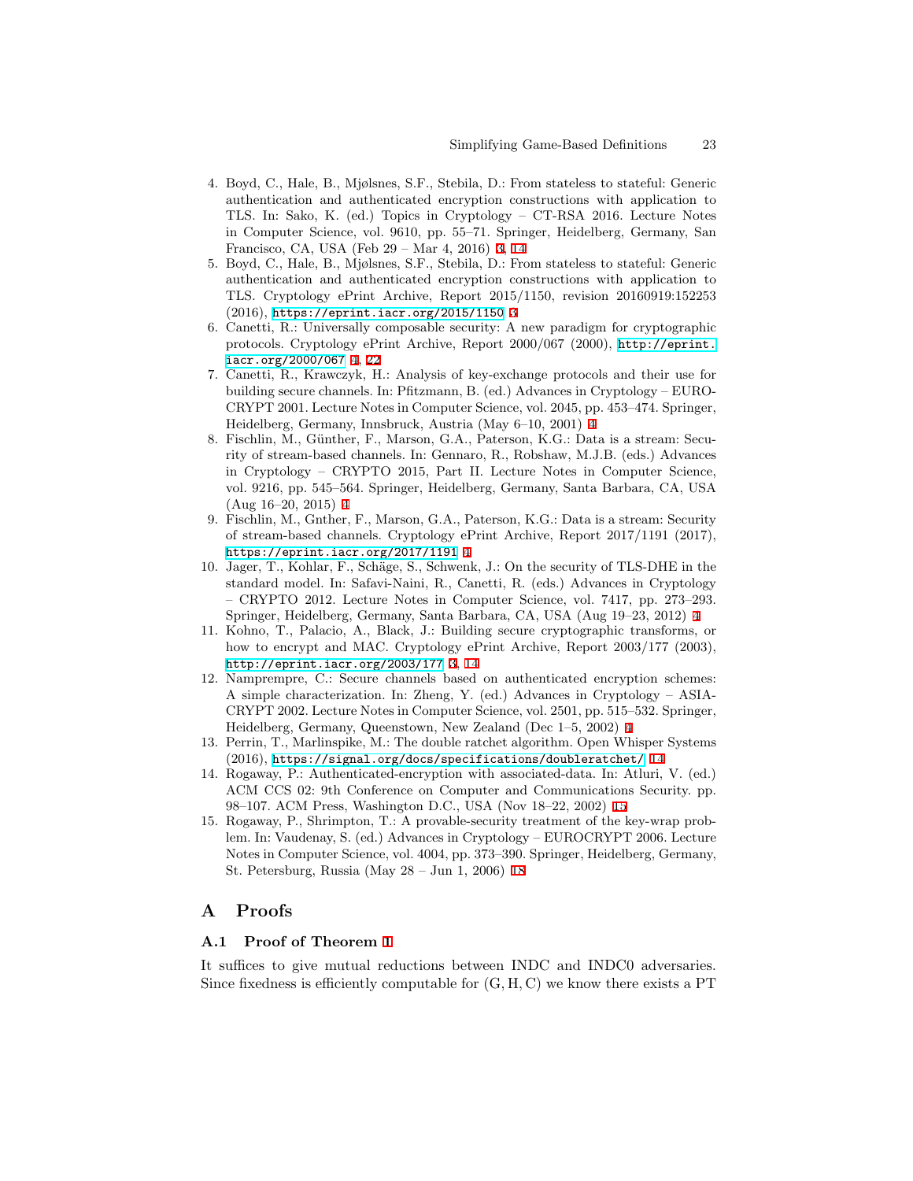4. Boyd, C., Hale, B., Mjølsnes, S.F., Stebila, D.: From stateless to stateful: Generic authentication and authenticated encryption constructions with application to TLS. In: Sako, K. (ed.) Topics in Cryptology – CT-RSA 2016. Lecture Notes in Computer Science, vol. 9610, pp. 55–71. Springer, Heidelberg, Germany, San Francisco, CA, USA (Feb 29 – Mar 4, 2016) 3, 14
5. Boyd, C., Hale, B., Mjølsnes, S.F., Stebila, D.: From stateless to stateful: Generic authentication and authenticated encryption constructions with application to TLS. Cryptology ePrint Archive, Report 2015/1150, revision 20160919:152253 (2016), https://eprint.iacr.org/2015/1150 3
6. Canetti, R.: Universally composable security: A new paradigm for cryptographic protocols. Cryptology ePrint Archive, Report 2000/067 (2000), http://eprint.iacr.org/2000/067 4, 22
7. Canetti, R., Krawczyk, H.: Analysis of key-exchange protocols and their use for building secure channels. In: Pfitzmann, B. (ed.) Advances in Cryptology – EUROCRYPT 2001. Lecture Notes in Computer Science, vol. 2045, pp. 453–474. Springer, Heidelberg, Germany, Innsbruck, Austria (May 6–10, 2001) 4
8. Fischlin, M., Günther, F., Marson, G.A., Paterson, K.G.: Data is a stream: Security of stream-based channels. In: Gennaro, R., Robshaw, M.J.B. (eds.) Advances in Cryptology – CRYPTO 2015, Part II. Lecture Notes in Computer Science, vol. 9216, pp. 545–564. Springer, Heidelberg, Germany, Santa Barbara, CA, USA (Aug 16–20, 2015) 4
9. Fischlin, M., Gnther, F., Marson, G.A., Paterson, K.G.: Data is a stream: Security of stream-based channels. Cryptology ePrint Archive, Report 2017/1191 (2017), https://eprint.iacr.org/2017/1191 4
10. Jager, T., Kohlar, F., Schäge, S., Schwenk, J.: On the security of TLS-DHE in the standard model. In: Safavi-Naini, R., Canetti, R. (eds.) Advances in Cryptology – CRYPTO 2012. Lecture Notes in Computer Science, vol. 7417, pp. 273–293. Springer, Heidelberg, Germany, Santa Barbara, CA, USA (Aug 19–23, 2012) 4
11. Kohno, T., Palacio, A., Black, J.: Building secure cryptographic transforms, or how to encrypt and MAC. Cryptology ePrint Archive, Report 2003/177 (2003), http://eprint.iacr.org/2003/177 3, 14
12. Namprempre, C.: Secure channels based on authenticated encryption schemes: A simple characterization. In: Zheng, Y. (ed.) Advances in Cryptology – ASIACRYPT 2002. Lecture Notes in Computer Science, vol. 2501, pp. 515–532. Springer, Heidelberg, Germany, Queenstown, New Zealand (Dec 1–5, 2002) 4
13. Perrin, T., Marlinspike, M.: The double ratchet algorithm. Open Whisper Systems (2016), https://signal.org/docs/specifications/doubleratchet/ 14
14. Rogaway, P.: Authenticated-encryption with associated-data. In: Atluri, V. (ed.) ACM CCS 02: 9th Conference on Computer and Communications Security. pp. 98–107. ACM Press, Washington D.C., USA (Nov 18–22, 2002) 15
15. Rogaway, P., Shrimpton, T.: A provable-security treatment of the key-wrap problem. In: Vaudenay, S. (ed.) Advances in Cryptology – EUROCRYPT 2006. Lecture Notes in Computer Science, vol. 4004, pp. 373–390. Springer, Heidelberg, Germany, St. Petersburg, Russia (May 28 – Jun 1, 2006) 18

# A Proofs

## A.1 Proof of Theorem 1

It suffices to give mutual reductions between INDC and INDC0 adversaries. Since fixedness is efficiently computable for (G, H, C) we know there exists a PT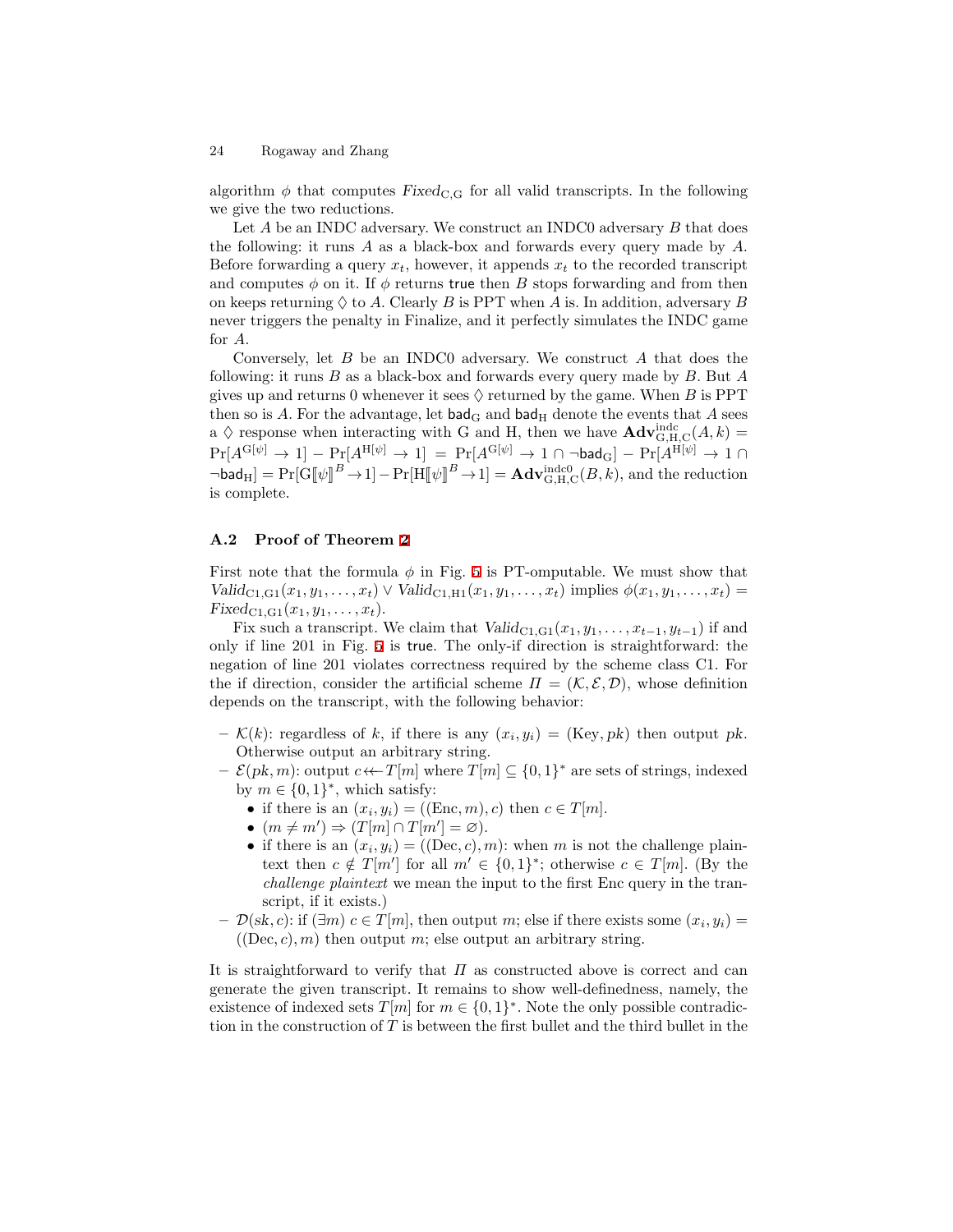algorithm $\phi$ that computes $Fixed_{\mathrm{C,G}}$ for all valid transcripts. In the following we give the two reductions.

Let $A$ be an INDC adversary. We construct an INDC0 adversary $B$ that does the following: it runs $A$ as a black-box and forwards every query made by $A$. Before forwarding a query $x_t$, however, it appends $x_t$ to the recorded transcript and computes $\phi$ on it. If $\phi$ returns true then $B$ stops forwarding and from then on keeps returning $\Diamond$ to $A$. Clearly $B$ is PPT when $A$ is. In addition, adversary $B$ never triggers the penalty in Finalize, and it perfectly simulates the INDC game for $A$.

Conversely, let $B$ be an INDC0 adversary. We construct $A$ that does the following: it runs $B$ as a black-box and forwards every query made by $B$. But $A$ gives up and returns 0 whenever it sees $\Diamond$ returned by the game. When $B$ is PPT then so is $A$. For the advantage, let $\mathsf{bad}_{\mathrm{G}}$ and $\mathsf{bad}_{\mathrm{H}}$ denote the events that $A$ sees a $\Diamond$ response when interacting with G and H, then we have $\mathbf{Adv}^{\mathrm{indc}}_{\mathrm{G,H,C}}(A,k) = \Pr[A^{\mathrm{G}[\psi]} \to 1] - \Pr[A^{\mathrm{H}[\psi]} \to 1] = \Pr[A^{\mathrm{G}[\psi]} \to 1 \cap \neg\mathsf{bad}_{\mathrm{G}}] - \Pr[A^{\mathrm{H}[\psi]} \to 1 \cap \neg\mathsf{bad}_{\mathrm{H}}] = \Pr[\mathrm{G}[\![\psi]\!]^B \to 1] - \Pr[\mathrm{H}[\![\psi]\!]^B \to 1] = \mathbf{Adv}^{\mathrm{indc0}}_{\mathrm{G,H,C}}(B,k)$, and the reduction is complete.

### A.2 Proof of Theorem 2

First note that the formula $\phi$ in Fig. 5 is PT-omputable. We must show that $Valid_{\mathrm{C1,G1}}(x_1, y_1, \ldots, x_t) \vee Valid_{\mathrm{C1,H1}}(x_1, y_1, \ldots, x_t)$ implies $\phi(x_1, y_1, \ldots, x_t) = Fixed_{\mathrm{C1,G1}}(x_1, y_1, \ldots, x_t)$.

Fix such a transcript. We claim that $Valid_{\mathrm{C1,G1}}(x_1, y_1, \ldots, x_{t-1}, y_{t-1})$ if and only if line 201 in Fig. 5 is true. The only-if direction is straightforward: the negation of line 201 violates correctness required by the scheme class C1. For the if direction, consider the artificial scheme $\Pi = (\mathcal{K}, \mathcal{E}, \mathcal{D})$, whose definition depends on the transcript, with the following behavior:

- $\mathcal{K}(k)$: regardless of $k$, if there is any $(x_i, y_i) = (\mathrm{Key}, pk)$ then output $pk$. Otherwise output an arbitrary string.
- $\mathcal{E}(pk, m)$: output $c \twoheadleftarrow T[m]$ where $T[m] \subseteq \{0,1\}^*$ are sets of strings, indexed by $m \in \{0,1\}^*$, which satisfy:
  - if there is an $(x_i, y_i) = ((\mathrm{Enc}, m), c)$ then $c \in T[m]$.
  - $(m \neq m') \Rightarrow (T[m] \cap T[m'] = \varnothing)$.
  - if there is an $(x_i, y_i) = ((\mathrm{Dec}, c), m)$: when $m$ is not the challenge plaintext then $c \notin T[m']$ for all $m' \in \{0,1\}^*$; otherwise $c \in T[m]$. (By the *challenge plaintext* we mean the input to the first Enc query in the transcript, if it exists.)
- $\mathcal{D}(sk, c)$: if $(\exists m)\ c \in T[m]$, then output $m$; else if there exists some $(x_i, y_i) = ((\mathrm{Dec}, c), m)$ then output $m$; else output an arbitrary string.

It is straightforward to verify that $\Pi$ as constructed above is correct and can generate the given transcript. It remains to show well-definedness, namely, the existence of indexed sets $T[m]$ for $m \in \{0,1\}^*$. Note the only possible contradiction in the construction of $T$ is between the first bullet and the third bullet in the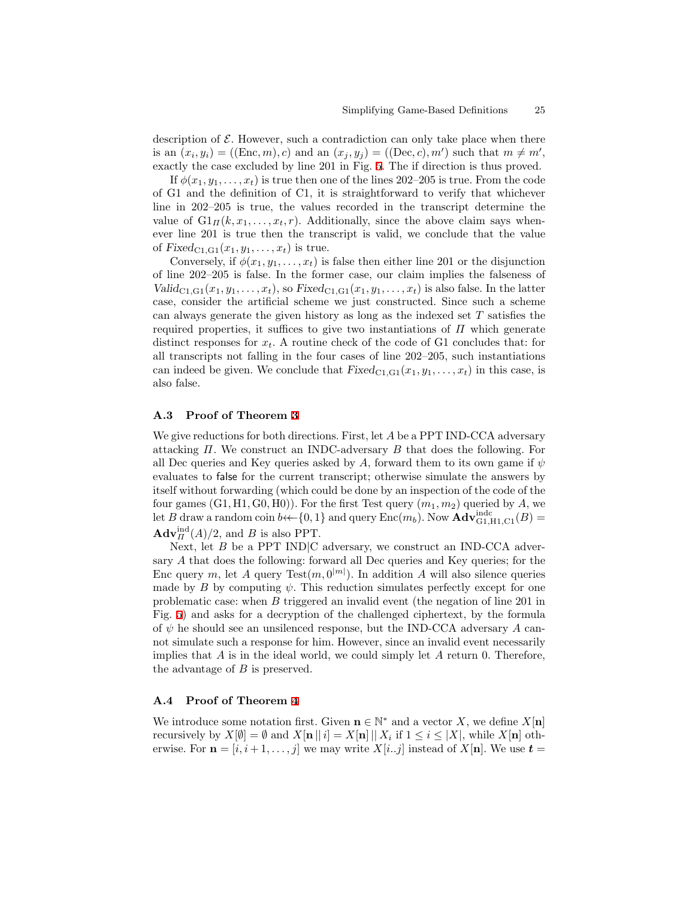description of $\mathcal{E}$. However, such a contradiction can only take place when there is an $(x_i, y_i) = ((\text{Enc}, m), c)$ and an $(x_j, y_j) = ((\text{Dec}, c), m')$ such that $m \neq m'$, exactly the case excluded by line 201 in Fig. 5. The if direction is thus proved.

If $\phi(x_1, y_1, \ldots, x_t)$ is true then one of the lines 202–205 is true. From the code of G1 and the definition of C1, it is straightforward to verify that whichever line in 202–205 is true, the values recorded in the transcript determine the value of $\text{G1}_\Pi(k, x_1, \ldots, x_t, r)$. Additionally, since the above claim says whenever line 201 is true then the transcript is valid, we conclude that the value of $\textit{Fixed}_{\text{C1,G1}}(x_1, y_1, \ldots, x_t)$ is true.

Conversely, if $\phi(x_1, y_1, \ldots, x_t)$ is false then either line 201 or the disjunction of line 202–205 is false. In the former case, our claim implies the falseness of $\textit{Valid}_{\text{C1,G1}}(x_1, y_1, \ldots, x_t)$, so $\textit{Fixed}_{\text{C1,G1}}(x_1, y_1, \ldots, x_t)$ is also false. In the latter case, consider the artificial scheme we just constructed. Since such a scheme can always generate the given history as long as the indexed set $T$ satisfies the required properties, it suffices to give two instantiations of $\Pi$ which generate distinct responses for $x_t$. A routine check of the code of G1 concludes that: for all transcripts not falling in the four cases of line 202–205, such instantiations can indeed be given. We conclude that $\textit{Fixed}_{\text{C1,G1}}(x_1, y_1, \ldots, x_t)$ in this case, is also false.

### A.3 Proof of Theorem 3

We give reductions for both directions. First, let $A$ be a PPT IND-CCA adversary attacking $\Pi$. We construct an INDC-adversary $B$ that does the following. For all Dec queries and Key queries asked by $A$, forward them to its own game if $\psi$ evaluates to false for the current transcript; otherwise simulate the answers by itself without forwarding (which could be done by an inspection of the code of the four games (G1, H1, G0, H0)). For the first Test query $(m_1, m_2)$ queried by $A$, we let $B$ draw a random coin $b \twoheadleftarrow \{0, 1\}$ and query $\text{Enc}(m_b)$. Now $\mathbf{Adv}^{\text{indc}}_{\text{G1,H1,C1}}(B) = \mathbf{Adv}^{\text{ind}}_{\Pi}(A)/2$, and $B$ is also PPT.

Next, let $B$ be a PPT IND|C adversary, we construct an IND-CCA adversary $A$ that does the following: forward all Dec queries and Key queries; for the Enc query $m$, let $A$ query $\text{Test}(m, 0^{|m|})$. In addition $A$ will also silence queries made by $B$ by computing $\psi$. This reduction simulates perfectly except for one problematic case: when $B$ triggered an invalid event (the negation of line 201 in Fig. 5) and asks for a decryption of the challenged ciphertext, by the formula of $\psi$ he should see an unsilenced response, but the IND-CCA adversary $A$ cannot simulate such a response for him. However, since an invalid event necessarily implies that $A$ is in the ideal world, we could simply let $A$ return 0. Therefore, the advantage of $B$ is preserved.

### A.4 Proof of Theorem 4

We introduce some notation first. Given $\mathbf{n} \in \mathbb{N}^*$ and a vector $X$, we define $X[\mathbf{n}]$ recursively by $X[\emptyset] = \emptyset$ and $X[\mathbf{n} \,\|\, i] = X[\mathbf{n}] \,\|\, X_i$ if $1 \leq i \leq |X|$, while $X[\mathbf{n}]$ otherwise. For $\mathbf{n} = [i, i+1, \ldots, j]$ we may write $X[i..j]$ instead of $X[\mathbf{n}]$. We use $\boldsymbol{t} =$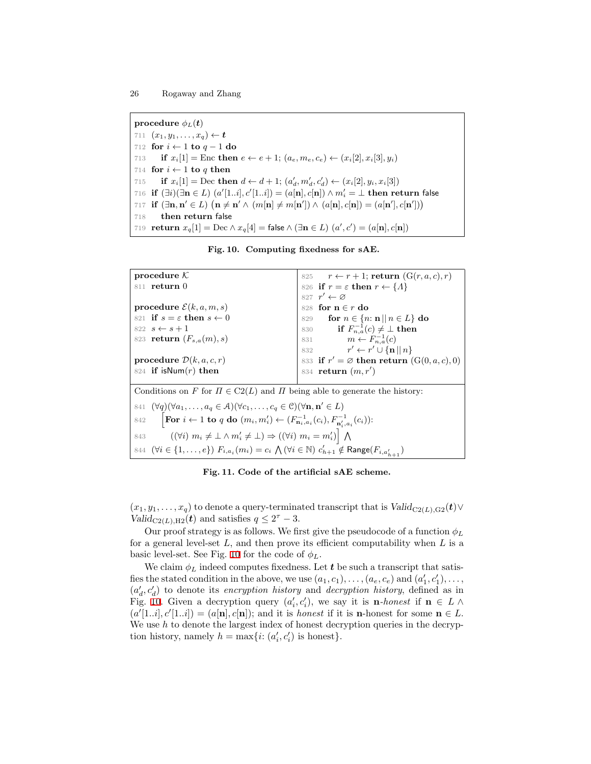```
procedure φ_L(t)
711  (x_1, y_1, ..., x_q) ← t
712  for i ← 1 to q − 1 do
713      if x_i[1] = Enc then e ← e + 1; (a_e, m_e, c_e) ← (x_i[2], x_i[3], y_i)
714  for i ← 1 to q then
715      if x_i[1] = Dec then d ← d + 1; (a'_d, m'_d, c'_d) ← (x_i[2], y_i, x_i[3])
716  if (∃i)(∃n ∈ L) (a'[1..i], c'[1..i]) = (a[n], c[n]) ∧ m'_i = ⊥ then return false
717  if (∃n, n' ∈ L) (n ≠ n' ∧ (m[n] ≠ m[n']) ∧ (a[n], c[n]) = (a[n'], c[n']))
718      then return false
719  return x_q[1] = Dec ∧ x_q[4] = false ∧ (∃n ∈ L) (a', c') = (a[n], c[n])
```

**Fig. 10. Computing fixedness for sAE.**

```
procedure K
811  return 0

procedure E(k, a, m, s)
821  if s = ε then s ← 0
822  s ← s + 1
823  return (F_{s,a}(m), s)

procedure D(k, a, c, r)
824  if isNum(r) then
825      r ← r + 1; return (G(r, a, c), r)
826  if r = ε then r ← {Λ}
827  r' ← ∅
828  for n ∈ r do
829      for n ∈ {n: n || n ∈ L} do
830          if F^{-1}_{n,a}(c) ≠ ⊥ then
831              m ← F^{-1}_{n,a}(c)
832              r' ← r' ∪ {n || n}
833  if r' = ∅ then return (G(0, a, c), 0)
834  return (m, r')
```

Conditions on $F$ for $\Pi \in \mathrm{C2}(L)$ and $\Pi$ being able to generate the history:

841 $(\forall q)(\forall a_1, \ldots, a_q \in \mathcal{A})(\forall c_1, \ldots, c_q \in \mathcal{C})(\forall \mathbf{n}, \mathbf{n}' \in L)$

842 $\Big[$**For** $i \leftarrow 1$ **to** $q$ **do** $(m_i, m'_i) \leftarrow (F^{-1}_{\mathbf{n}_i, a_i}(c_i), F^{-1}_{\mathbf{n}'_i, a_i}(c_i))$:

843 $\quad ((\forall i)\ m_i \neq \bot \wedge m'_i \neq \bot) \Rightarrow ((\forall i)\ m_i = m'_i)\Big] \bigwedge$

844 $(\forall i \in \{1, \ldots, e\})\ F_{i,a_i}(m_i) = c_i \bigwedge (\forall i \in \mathbb{N})\ c'_{h+1} \notin \mathsf{Range}(F_{i,a'_{h+1}})$

**Fig. 11. Code of the artificial sAE scheme.**

$(x_1, y_1, \ldots, x_q)$ to denote a query-terminated transcript that is $\mathit{Valid}_{\mathrm{C2}(L),\mathrm{G2}}(\boldsymbol{t}) \vee \mathit{Valid}_{\mathrm{C2}(L),\mathrm{H2}}(\boldsymbol{t})$ and satisfies $q \leq 2^\tau - 3$.

Our proof strategy is as follows. We first give the pseudocode of a function $\phi_L$ for a general level-set $L$, and then prove its efficient computability when $L$ is a basic level-set. See Fig. 10 for the code of $\phi_L$.

We claim $\phi_L$ indeed computes fixedness. Let $\boldsymbol{t}$ be such a transcript that satisfies the stated condition in the above, we use $(a_1, c_1), \ldots, (a_e, c_e)$ and $(a'_1, c'_1), \ldots, (a'_d, c'_d)$ to denote its *encryption history* and *decryption history*, defined as in Fig. 10. Given a decryption query $(a'_i, c'_i)$, we say it is $\mathbf{n}$-*honest* if $\mathbf{n} \in L \wedge (a'[1..i], c'[1..i]) = (a[\mathbf{n}], c[\mathbf{n}])$; and it is *honest* if it is $\mathbf{n}$-honest for some $\mathbf{n} \in L$. We use $h$ to denote the largest index of honest decryption queries in the decryption history, namely $h = \max\{i \colon (a'_i, c'_i) \text{ is honest}\}$.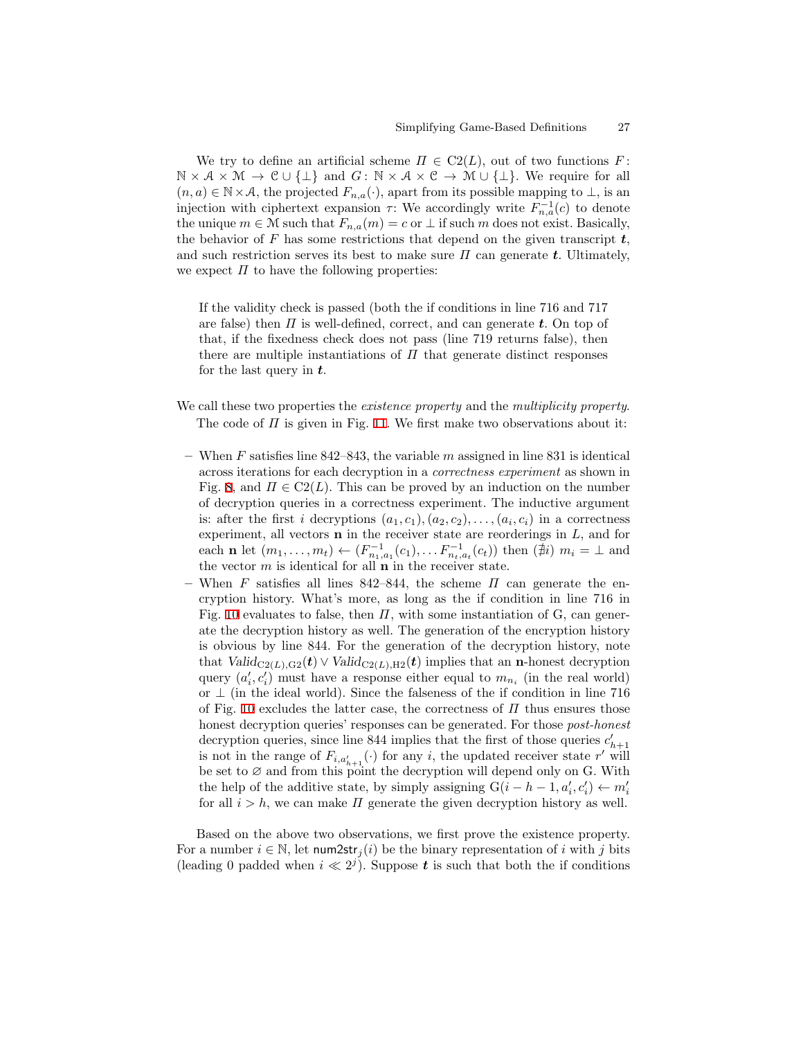We try to define an artificial scheme $\Pi \in \mathrm{C2}(L)$, out of two functions $F\colon \mathbb{N} \times \mathcal{A} \times \mathcal{M} \to \mathcal{C} \cup \{\bot\}$ and $G\colon \mathbb{N} \times \mathcal{A} \times \mathcal{C} \to \mathcal{M} \cup \{\bot\}$. We require for all $(n, a) \in \mathbb{N} \times \mathcal{A}$, the projected $F_{n,a}(\cdot)$, apart from its possible mapping to $\bot$, is an injection with ciphertext expansion $\tau$: We accordingly write $F^{-1}_{n,a}(c)$ to denote the unique $m \in \mathcal{M}$ such that $F_{n,a}(m) = c$ or $\bot$ if such $m$ does not exist. Basically, the behavior of $F$ has some restrictions that depend on the given transcript $\boldsymbol{t}$, and such restriction serves its best to make sure $\Pi$ can generate $\boldsymbol{t}$. Ultimately, we expect $\Pi$ to have the following properties:

> If the validity check is passed (both the if conditions in line 716 and 717 are false) then $\Pi$ is well-defined, correct, and can generate $\boldsymbol{t}$. On top of that, if the fixedness check does not pass (line 719 returns false), then there are multiple instantiations of $\Pi$ that generate distinct responses for the last query in $\boldsymbol{t}$.

We call these two properties the *existence property* and the *multiplicity property*.

The code of $\Pi$ is given in Fig. 11. We first make two observations about it:

- When $F$ satisfies line 842–843, the variable $m$ assigned in line 831 is identical across iterations for each decryption in a *correctness experiment* as shown in Fig. 8, and $\Pi \in \mathrm{C2}(L)$. This can be proved by an induction on the number of decryption queries in a correctness experiment. The inductive argument is: after the first $i$ decryptions $(a_1, c_1), (a_2, c_2), \ldots, (a_i, c_i)$ in a correctness experiment, all vectors $\mathbf{n}$ in the receiver state are reorderings in $L$, and for each $\mathbf{n}$ let $(m_1, \ldots, m_t) \leftarrow (F^{-1}_{n_1,a_1}(c_1), \ldots F^{-1}_{n_t,a_t}(c_t))$ then $(\nexists i)\ m_i = \bot$ and the vector $m$ is identical for all $\mathbf{n}$ in the receiver state.
- When $F$ satisfies all lines 842–844, the scheme $\Pi$ can generate the encryption history. What's more, as long as the if condition in line 716 in Fig. 10 evaluates to false, then $\Pi$, with some instantiation of G, can generate the decryption history as well. The generation of the encryption history is obvious by line 844. For the generation of the decryption history, note that $\mathit{Valid}_{\mathrm{C2}(L),\mathrm{G2}}(\boldsymbol{t}) \vee \mathit{Valid}_{\mathrm{C2}(L),\mathrm{H2}}(\boldsymbol{t})$ implies that an $\mathbf{n}$-honest decryption query $(a'_i, c'_i)$ must have a response either equal to $m_{n_i}$ (in the real world) or $\bot$ (in the ideal world). Since the falseness of the if condition in line 716 of Fig. 10 excludes the latter case, the correctness of $\Pi$ thus ensures those honest decryption queries' responses can be generated. For those *post-honest* decryption queries, since line 844 implies that the first of those queries $c'_{h+1}$ is not in the range of $F_{i,a'_{h+1}}(\cdot)$ for any $i$, the updated receiver state $r'$ will be set to $\varnothing$ and from this point the decryption will depend only on G. With the help of the additive state, by simply assigning $\mathrm{G}(i - h - 1, a'_i, c'_i) \leftarrow m'_i$ for all $i > h$, we can make $\Pi$ generate the given decryption history as well.

Based on the above two observations, we first prove the existence property. For a number $i \in \mathbb{N}$, let $\mathsf{num2str}_j(i)$ be the binary representation of $i$ with $j$ bits (leading 0 padded when $i \ll 2^j$). Suppose $\boldsymbol{t}$ is such that both the if conditions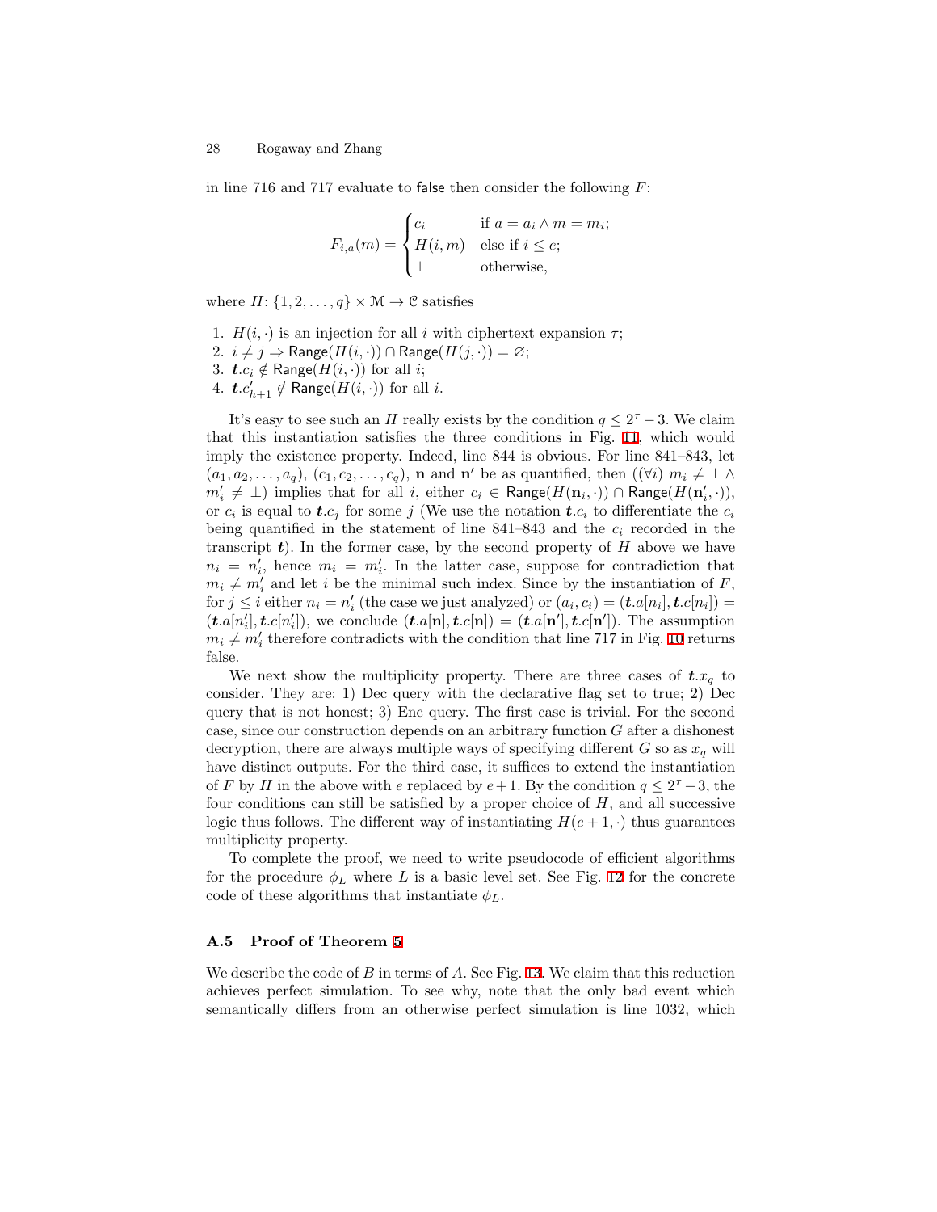in line 716 and 717 evaluate to false then consider the following $F$:

$$F_{i,a}(m) = \begin{cases} c_i & \text{if } a = a_i \wedge m = m_i; \\ H(i,m) & \text{else if } i \le e; \\ \bot & \text{otherwise,} \end{cases}$$

where $H\colon \{1,2,\ldots,q\} \times \mathcal{M} \to \mathcal{C}$ satisfies

1. $H(i,\cdot)$ is an injection for all $i$ with ciphertext expansion $\tau$;
2. $i \ne j \Rightarrow \mathsf{Range}(H(i,\cdot)) \cap \mathsf{Range}(H(j,\cdot)) = \varnothing$;
3. $\boldsymbol{t}.c_i \notin \mathsf{Range}(H(i,\cdot))$ for all $i$;
4. $\boldsymbol{t}.c'_{h+1} \notin \mathsf{Range}(H(i,\cdot))$ for all $i$.

It's easy to see such an $H$ really exists by the condition $q \le 2^\tau - 3$. We claim that this instantiation satisfies the three conditions in Fig. 11, which would imply the existence property. Indeed, line 844 is obvious. For line 841–843, let $(a_1, a_2, \ldots, a_q)$, $(c_1, c_2, \ldots, c_q)$, $\mathbf{n}$ and $\mathbf{n}'$ be as quantified, then $((\forall i)\ m_i \ne \bot \wedge m'_i \ne \bot)$ implies that for all $i$, either $c_i \in \mathsf{Range}(H(\mathbf{n}_i,\cdot)) \cap \mathsf{Range}(H(\mathbf{n}'_i,\cdot))$, or $c_i$ is equal to $\boldsymbol{t}.c_j$ for some $j$ (We use the notation $\boldsymbol{t}.c_i$ to differentiate the $c_i$ being quantified in the statement of line 841–843 and the $c_i$ recorded in the transcript $\boldsymbol{t}$). In the former case, by the second property of $H$ above we have $n_i = n'_i$, hence $m_i = m'_i$. In the latter case, suppose for contradiction that $m_i \ne m'_i$ and let $i$ be the minimal such index. Since by the instantiation of $F$, for $j \le i$ either $n_i = n'_i$ (the case we just analyzed) or $(a_i, c_i) = (\boldsymbol{t}.a[n_i], \boldsymbol{t}.c[n_i]) = (\boldsymbol{t}.a[n'_i], \boldsymbol{t}.c[n'_i])$, we conclude $(\boldsymbol{t}.a[\mathbf{n}], \boldsymbol{t}.c[\mathbf{n}]) = (\boldsymbol{t}.a[\mathbf{n}'], \boldsymbol{t}.c[\mathbf{n}'])$. The assumption $m_i \ne m'_i$ therefore contradicts with the condition that line 717 in Fig. 10 returns false.

We next show the multiplicity property. There are three cases of $\boldsymbol{t}.x_q$ to consider. They are: 1) Dec query with the declarative flag set to true; 2) Dec query that is not honest; 3) Enc query. The first case is trivial. For the second case, since our construction depends on an arbitrary function $G$ after a dishonest decryption, there are always multiple ways of specifying different $G$ so as $x_q$ will have distinct outputs. For the third case, it suffices to extend the instantiation of $F$ by $H$ in the above with $e$ replaced by $e+1$. By the condition $q \le 2^\tau - 3$, the four conditions can still be satisfied by a proper choice of $H$, and all successive logic thus follows. The different way of instantiating $H(e+1,\cdot)$ thus guarantees multiplicity property.

To complete the proof, we need to write pseudocode of efficient algorithms for the procedure $\phi_L$ where $L$ is a basic level set. See Fig. 12 for the concrete code of these algorithms that instantiate $\phi_L$.

### A.5 Proof of Theorem 5

We describe the code of $B$ in terms of $A$. See Fig. 13. We claim that this reduction achieves perfect simulation. To see why, note that the only bad event which semantically differs from an otherwise perfect simulation is line 1032, which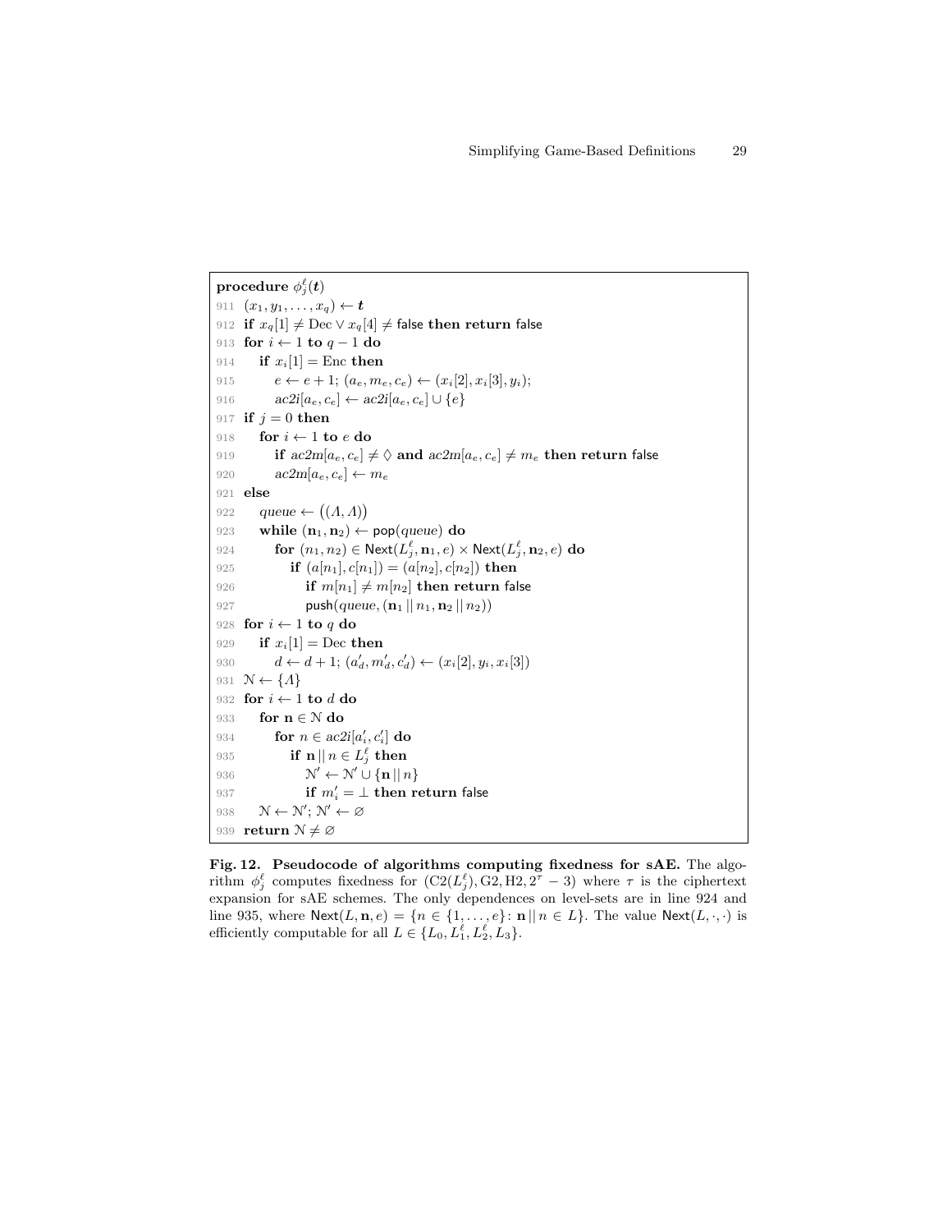```
procedure φ_j^ℓ(t)
911 (x_1, y_1, ..., x_q) ← t
912 if x_q[1] ≠ Dec ∨ x_q[4] ≠ false then return false
913 for i ← 1 to q − 1 do
914    if x_i[1] = Enc then
915       e ← e + 1; (a_e, m_e, c_e) ← (x_i[2], x_i[3], y_i);
916       ac2i[a_e, c_e] ← ac2i[a_e, c_e] ∪ {e}
917 if j = 0 then
918    for i ← 1 to e do
919       if ac2m[a_e, c_e] ≠ ◊ and ac2m[a_e, c_e] ≠ m_e then return false
920       ac2m[a_e, c_e] ← m_e
921 else
922    queue ← ((Λ, Λ))
923    while (n_1, n_2) ← pop(queue) do
924       for (n_1, n_2) ∈ Next(L_j^ℓ, n_1, e) × Next(L_j^ℓ, n_2, e) do
925          if (a[n_1], c[n_1]) = (a[n_2], c[n_2]) then
926             if m[n_1] ≠ m[n_2] then return false
927             push(queue, (n_1 || n_1, n_2 || n_2))
928 for i ← 1 to q do
929    if x_i[1] = Dec then
930       d ← d + 1; (a'_d, m'_d, c'_d) ← (x_i[2], y_i, x_i[3])
931 N ← {Λ}
932 for i ← 1 to d do
933    for n ∈ N do
934       for n ∈ ac2i[a'_i, c'_i] do
935          if n || n ∈ L_j^ℓ then
936             N' ← N' ∪ {n || n}
937             if m'_i = ⊥ then return false
938    N ← N'; N' ← ∅
939 return N ≠ ∅
```

**Fig. 12. Pseudocode of algorithms computing fixedness for sAE.** The algorithm $\phi_j^\ell$ computes fixedness for $(\mathrm{C2}(L_j^\ell), \mathrm{G2}, \mathrm{H2}, 2^\tau - 3)$ where $\tau$ is the ciphertext expansion for sAE schemes. The only dependences on level-sets are in line 924 and line 935, where $\mathsf{Next}(L, \mathbf{n}, e) = \{n \in \{1, \ldots, e\} \colon \mathbf{n} \,||\, n \in L\}$. The value $\mathsf{Next}(L, \cdot, \cdot)$ is efficiently computable for all $L \in \{L_0, L_1^\ell, L_2^\ell, L_3\}$.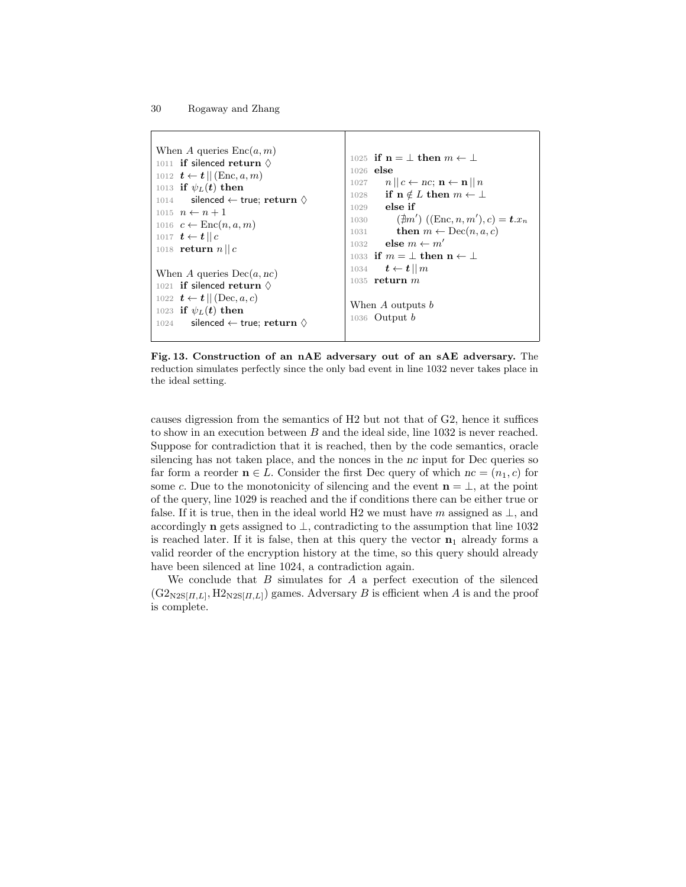```
When A queries Enc(a, m)
1011  if silenced return ◊
1012  t ← t || (Enc, a, m)
1013  if ψ_L(t) then
1014      silenced ← true; return ◊
1015  n ← n + 1
1016  c ← Enc(n, a, m)
1017  t ← t || c
1018  return n || c

When A queries Dec(a, nc)
1021  if silenced return ◊
1022  t ← t || (Dec, a, c)
1023  if ψ_L(t) then
1024      silenced ← true; return ◊
1025  if n = ⊥ then m ← ⊥
1026  else
1027      n || c ← nc; n ← n || n
1028      if n ∉ L then m ← ⊥
1029      else if
1030          (∄m′) ((Enc, n, m′), c) = t.x_n
1031          then m ← Dec(n, a, c)
1032      else m ← m′
1033  if m = ⊥ then n ← ⊥
1034      t ← t || m
1035  return m

When A outputs b
1036  Output b
```

**Fig. 13. Construction of an nAE adversary out of an sAE adversary.** The reduction simulates perfectly since the only bad event in line 1032 never takes place in the ideal setting.

causes digression from the semantics of H2 but not that of G2, hence it suffices to show in an execution between $B$ and the ideal side, line 1032 is never reached. Suppose for contradiction that it is reached, then by the code semantics, oracle silencing has not taken place, and the nonces in the $nc$ input for Dec queries so far form a reorder $\mathbf{n} \in L$. Consider the first Dec query of which $nc = (n_1, c)$ for some $c$. Due to the monotonicity of silencing and the event $\mathbf{n} = \perp$, at the point of the query, line 1029 is reached and the if conditions there can be either true or false. If it is true, then in the ideal world H2 we must have $m$ assigned as $\perp$, and accordingly $\mathbf{n}$ gets assigned to $\perp$, contradicting to the assumption that line 1032 is reached later. If it is false, then at this query the vector $\mathbf{n}_1$ already forms a valid reorder of the encryption history at the time, so this query should already have been silenced at line 1024, a contradiction again.

We conclude that $B$ simulates for $A$ a perfect execution of the silenced $(\mathrm{G2}_{\mathrm{N2S}[\Pi,L]}, \mathrm{H2}_{\mathrm{N2S}[\Pi,L]})$ games. Adversary $B$ is efficient when $A$ is and the proof is complete.